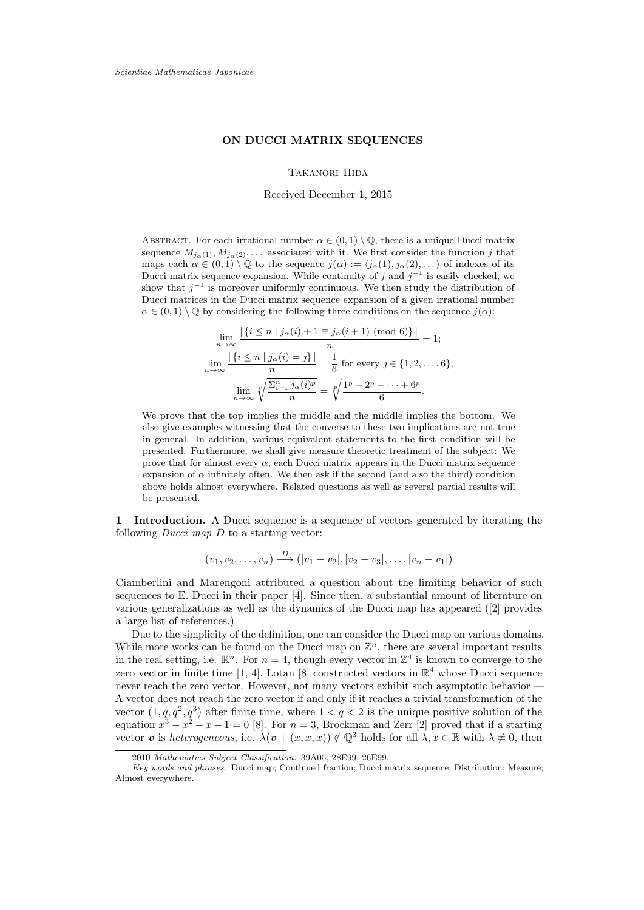# ON DUCCI MATRIX SEQUENCES

Takanori Hida

Received December 1, 2015

Abstract. For each irrational number $\alpha \in (0,1) \setminus \mathbb{Q}$, there is a unique Ducci matrix sequence $M_{j_\alpha(1)}, M_{j_\alpha(2)}, \ldots$ associated with it. We first consider the function $j$ that maps each $\alpha \in (0,1) \setminus \mathbb{Q}$ to the sequence $j(\alpha) := \langle j_\alpha(1), j_\alpha(2), \ldots \rangle$ of indexes of its Ducci matrix sequence expansion. While continuity of $j$ and $j^{-1}$ is easily checked, we show that $j^{-1}$ is moreover uniformly continuous. We then study the distribution of Ducci matrices in the Ducci matrix sequence expansion of a given irrational number $\alpha \in (0,1) \setminus \mathbb{Q}$ by considering the following three conditions on the sequence $j(\alpha)$:

$$\lim_{n\to\infty} \frac{|\{i \le n \mid j_\alpha(i) + 1 \equiv j_\alpha(i+1) \pmod 6\}|}{n} = 1;$$

$$\lim_{n\to\infty} \frac{|\{i \le n \mid j_\alpha(i) = \jmath\}|}{n} = \frac{1}{6} \text{ for every } \jmath \in \{1, 2, \ldots, 6\};$$

$$\lim_{n\to\infty} \sqrt[p]{\frac{\sum_{i=1}^n j_\alpha(i)^p}{n}} = \sqrt[p]{\frac{1^p + 2^p + \cdots + 6^p}{6}}.$$

We prove that the top implies the middle and the middle implies the bottom. We also give examples witnessing that the converse to these two implications are not true in general. In addition, various equivalent statements to the first condition will be presented. Furthermore, we shall give measure theoretic treatment of the subject: We prove that for almost every $\alpha$, each Ducci matrix appears in the Ducci matrix sequence expansion of $\alpha$ infinitely often. We then ask if the second (and also the third) condition above holds almost everywhere. Related questions as well as several partial results will be presented.

## 1 Introduction.

A Ducci sequence is a sequence of vectors generated by iterating the following *Ducci map* $D$ to a starting vector:

$$(v_1, v_2, \ldots, v_n) \overset{D}{\longmapsto} (|v_1 - v_2|, |v_2 - v_3|, \ldots, |v_n - v_1|)$$

Ciamberlini and Marengoni attributed a question about the limiting behavior of such sequences to E. Ducci in their paper [4]. Since then, a substantial amount of literature on various generalizations as well as the dynamics of the Ducci map has appeared ([2] provides a large list of references.)

Due to the simplicity of the definition, one can consider the Ducci map on various domains. While more works can be found on the Ducci map on $\mathbb{Z}^n$, there are several important results in the real setting, i.e. $\mathbb{R}^n$. For $n = 4$, though every vector in $\mathbb{Z}^4$ is known to converge to the zero vector in finite time [1, 4], Lotan [8] constructed vectors in $\mathbb{R}^4$ whose Ducci sequence never reach the zero vector. However, not many vectors exhibit such asymptotic behavior — A vector does not reach the zero vector if and only if it reaches a trivial transformation of the vector $(1, q, q^2, q^3)$ after finite time, where $1 < q < 2$ is the unique positive solution of the equation $x^3 - x^2 - x - 1 = 0$ [8]. For $n = 3$, Brockman and Zerr [2] proved that if a starting vector $\boldsymbol{v}$ is *heterogeneous*, i.e. $\lambda(\boldsymbol{v} + (x, x, x)) \notin \mathbb{Q}^3$ holds for all $\lambda, x \in \mathbb{R}$ with $\lambda \neq 0$, then

2010 *Mathematics Subject Classification.* 39A05, 28E99, 26E99.

*Key words and phrases.* Ducci map; Continued fraction; Ducci matrix sequence; Distribution; Measure; Almost everywhere.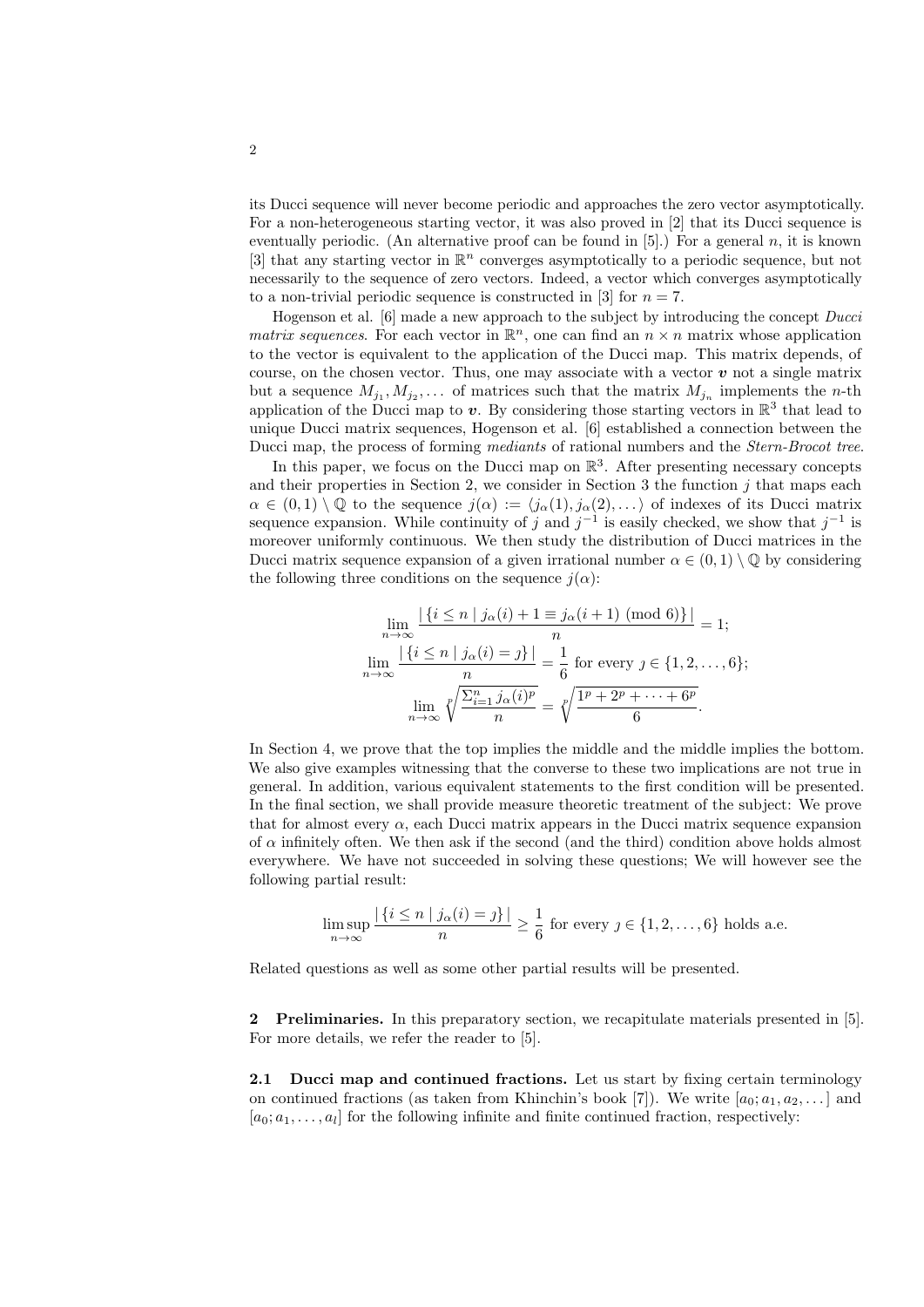its Ducci sequence will never become periodic and approaches the zero vector asymptotically. For a non-heterogeneous starting vector, it was also proved in [2] that its Ducci sequence is eventually periodic. (An alternative proof can be found in [5].) For a general $n$, it is known [3] that any starting vector in $\mathbb{R}^n$ converges asymptotically to a periodic sequence, but not necessarily to the sequence of zero vectors. Indeed, a vector which converges asymptotically to a non-trivial periodic sequence is constructed in [3] for $n = 7$.

Hogenson et al. [6] made a new approach to the subject by introducing the concept *Ducci matrix sequences*. For each vector in $\mathbb{R}^n$, one can find an $n \times n$ matrix whose application to the vector is equivalent to the application of the Ducci map. This matrix depends, of course, on the chosen vector. Thus, one may associate with a vector $\boldsymbol{v}$ not a single matrix but a sequence $M_{j_1}, M_{j_2}, \dots$ of matrices such that the matrix $M_{j_n}$ implements the $n$-th application of the Ducci map to $\boldsymbol{v}$. By considering those starting vectors in $\mathbb{R}^3$ that lead to unique Ducci matrix sequences, Hogenson et al. [6] established a connection between the Ducci map, the process of forming *mediants* of rational numbers and the *Stern-Brocot tree*.

In this paper, we focus on the Ducci map on $\mathbb{R}^3$. After presenting necessary concepts and their properties in Section 2, we consider in Section 3 the function $j$ that maps each $\alpha \in (0,1) \setminus \mathbb{Q}$ to the sequence $j(\alpha) := \langle j_\alpha(1), j_\alpha(2), \dots \rangle$ of indexes of its Ducci matrix sequence expansion. While continuity of $j$ and $j^{-1}$ is easily checked, we show that $j^{-1}$ is moreover uniformly continuous. We then study the distribution of Ducci matrices in the Ducci matrix sequence expansion of a given irrational number $\alpha \in (0,1) \setminus \mathbb{Q}$ by considering the following three conditions on the sequence $j(\alpha)$:

$$\lim_{n\to\infty} \frac{|\{i \le n \mid j_\alpha(i) + 1 \equiv j_\alpha(i+1) \pmod 6\}|}{n} = 1;$$

$$\lim_{n\to\infty} \frac{|\{i \le n \mid j_\alpha(i) = \jmath\}|}{n} = \frac{1}{6} \text{ for every } \jmath \in \{1, 2, \dots, 6\};$$

$$\lim_{n\to\infty} \sqrt[p]{\frac{\Sigma_{i=1}^n j_\alpha(i)^p}{n}} = \sqrt[p]{\frac{1^p + 2^p + \cdots + 6^p}{6}}.$$

In Section 4, we prove that the top implies the middle and the middle implies the bottom. We also give examples witnessing that the converse to these two implications are not true in general. In addition, various equivalent statements to the first condition will be presented. In the final section, we shall provide measure theoretic treatment of the subject: We prove that for almost every $\alpha$, each Ducci matrix appears in the Ducci matrix sequence expansion of $\alpha$ infinitely often. We then ask if the second (and the third) condition above holds almost everywhere. We have not succeeded in solving these questions; We will however see the following partial result:

$$\limsup_{n\to\infty} \frac{|\{i \le n \mid j_\alpha(i) = \jmath\}|}{n} \ge \frac{1}{6} \text{ for every } \jmath \in \{1, 2, \dots, 6\} \text{ holds a.e.}$$

Related questions as well as some other partial results will be presented.

**2 Preliminaries.** In this preparatory section, we recapitulate materials presented in [5]. For more details, we refer the reader to [5].

**2.1 Ducci map and continued fractions.** Let us start by fixing certain terminology on continued fractions (as taken from Khinchin's book [7]). We write $[a_0; a_1, a_2, \dots]$ and $[a_0; a_1, \dots, a_l]$ for the following infinite and finite continued fraction, respectively: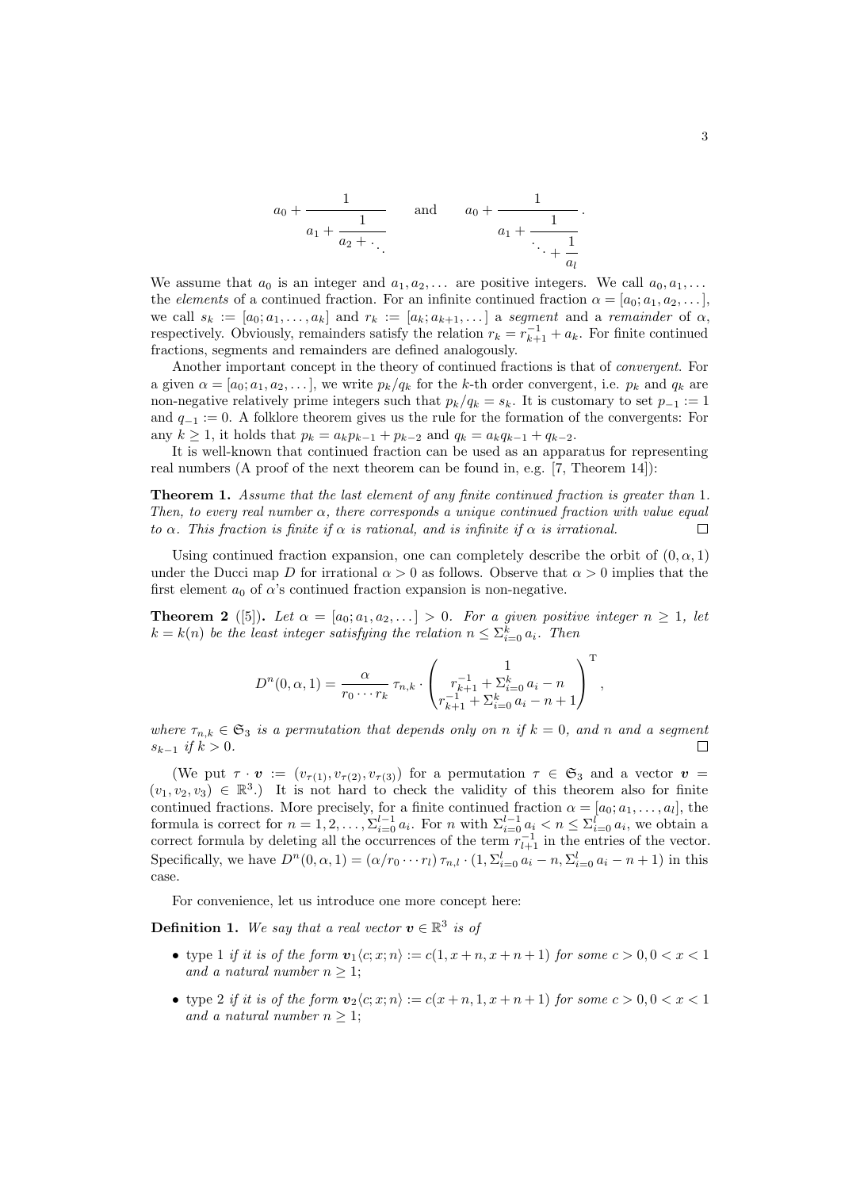$$a_0 + \cfrac{1}{a_1 + \cfrac{1}{a_2 + \ddots}} \qquad \text{and} \qquad a_0 + \cfrac{1}{a_1 + \cfrac{1}{\ddots + \cfrac{1}{a_l}}}.$$

We assume that $a_0$ is an integer and $a_1, a_2, \dots$ are positive integers. We call $a_0, a_1, \dots$ the *elements* of a continued fraction. For an infinite continued fraction $\alpha = [a_0; a_1, a_2, \dots]$, we call $s_k := [a_0; a_1, \dots, a_k]$ and $r_k := [a_k; a_{k+1}, \dots]$ a *segment* and a *remainder* of $\alpha$, respectively. Obviously, remainders satisfy the relation $r_k = r_{k+1}^{-1} + a_k$. For finite continued fractions, segments and remainders are defined analogously.

Another important concept in the theory of continued fractions is that of *convergent*. For a given $\alpha = [a_0; a_1, a_2, \dots]$, we write $p_k/q_k$ for the $k$-th order convergent, i.e. $p_k$ and $q_k$ are non-negative relatively prime integers such that $p_k/q_k = s_k$. It is customary to set $p_{-1} := 1$ and $q_{-1} := 0$. A folklore theorem gives us the rule for the formation of the convergents: For any $k \geq 1$, it holds that $p_k = a_k p_{k-1} + p_{k-2}$ and $q_k = a_k q_{k-1} + q_{k-2}$.

It is well-known that continued fraction can be used as an apparatus for representing real numbers (A proof of the next theorem can be found in, e.g. [7, Theorem 14]):

**Theorem 1.** *Assume that the last element of any finite continued fraction is greater than* 1*. Then, to every real number $\alpha$, there corresponds a unique continued fraction with value equal to $\alpha$. This fraction is finite if $\alpha$ is rational, and is infinite if $\alpha$ is irrational.* $\square$

Using continued fraction expansion, one can completely describe the orbit of $(0, \alpha, 1)$ under the Ducci map $D$ for irrational $\alpha > 0$ as follows. Observe that $\alpha > 0$ implies that the first element $a_0$ of $\alpha$'s continued fraction expansion is non-negative.

**Theorem 2** ([5])**.** *Let $\alpha = [a_0; a_1, a_2, \dots] > 0$. For a given positive integer $n \geq 1$, let $k = k(n)$ be the least integer satisfying the relation $n \leq \Sigma_{i=0}^{k} a_i$. Then*

$$D^n(0, \alpha, 1) = \frac{\alpha}{r_0 \cdots r_k}\, \tau_{n,k} \cdot \begin{pmatrix} 1 \\ r_{k+1}^{-1} + \Sigma_{i=0}^{k} a_i - n \\ r_{k+1}^{-1} + \Sigma_{i=0}^{k} a_i - n + 1 \end{pmatrix}^{\mathrm{T}},$$

*where $\tau_{n,k} \in \mathfrak{S}_3$ is a permutation that depends only on $n$ if $k = 0$, and $n$ and a segment $s_{k-1}$ if $k > 0$.* $\square$

(We put $\tau \cdot \boldsymbol{v} := (v_{\tau(1)}, v_{\tau(2)}, v_{\tau(3)})$ for a permutation $\tau \in \mathfrak{S}_3$ and a vector $\boldsymbol{v} = (v_1, v_2, v_3) \in \mathbb{R}^3$.) It is not hard to check the validity of this theorem also for finite continued fractions. More precisely, for a finite continued fraction $\alpha = [a_0; a_1, \dots, a_l]$, the formula is correct for $n = 1, 2, \dots, \Sigma_{i=0}^{l-1} a_i$. For $n$ with $\Sigma_{i=0}^{l-1} a_i < n \leq \Sigma_{i=0}^{l} a_i$, we obtain a correct formula by deleting all the occurrences of the term $r_{l+1}^{-1}$ in the entries of the vector. Specifically, we have $D^n(0, \alpha, 1) = (\alpha/r_0 \cdots r_l)\, \tau_{n,l} \cdot (1, \Sigma_{i=0}^{l} a_i - n, \Sigma_{i=0}^{l} a_i - n + 1)$ in this case.

For convenience, let us introduce one more concept here:

**Definition 1.** *We say that a real vector $\boldsymbol{v} \in \mathbb{R}^3$ is of*

- type 1 *if it is of the form $\boldsymbol{v}_1\langle c; x; n\rangle := c(1, x+n, x+n+1)$ for some $c > 0, 0 < x < 1$ and a natural number $n \geq 1$;*
- type 2 *if it is of the form $\boldsymbol{v}_2\langle c; x; n\rangle := c(x+n, 1, x+n+1)$ for some $c > 0, 0 < x < 1$ and a natural number $n \geq 1$;*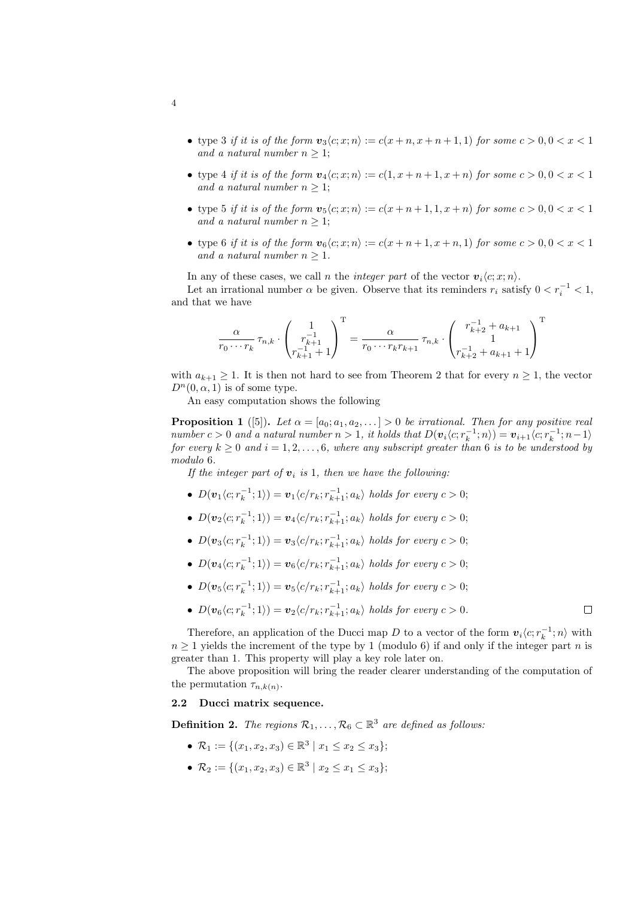- type 3 *if it is of the form* $\boldsymbol{v}_3\langle c; x; n\rangle := c(x+n, x+n+1, 1)$ *for some* $c > 0, 0 < x < 1$ *and a natural number* $n \geq 1$;
- type 4 *if it is of the form* $\boldsymbol{v}_4\langle c; x; n\rangle := c(1, x+n+1, x+n)$ *for some* $c > 0, 0 < x < 1$ *and a natural number* $n \geq 1$;
- type 5 *if it is of the form* $\boldsymbol{v}_5\langle c; x; n\rangle := c(x+n+1, 1, x+n)$ *for some* $c > 0, 0 < x < 1$ *and a natural number* $n \geq 1$;
- type 6 *if it is of the form* $\boldsymbol{v}_6\langle c; x; n\rangle := c(x+n+1, x+n, 1)$ *for some* $c > 0, 0 < x < 1$ *and a natural number* $n \geq 1$.

In any of these cases, we call $n$ the *integer part* of the vector $\boldsymbol{v}_i\langle c; x; n\rangle$.

Let an irrational number $\alpha$ be given. Observe that its reminders $r_i$ satisfy $0 < r_i^{-1} < 1$, and that we have

$$\frac{\alpha}{r_0 \cdots r_k}\,\tau_{n,k} \cdot \begin{pmatrix} 1 \\ r_{k+1}^{-1} \\ r_{k+1}^{-1}+1 \end{pmatrix}^{\mathrm{T}} = \frac{\alpha}{r_0 \cdots r_k r_{k+1}}\,\tau_{n,k} \cdot \begin{pmatrix} r_{k+2}^{-1} + a_{k+1} \\ 1 \\ r_{k+2}^{-1} + a_{k+1} + 1 \end{pmatrix}^{\mathrm{T}}$$

with $a_{k+1} \geq 1$. It is then not hard to see from Theorem 2 that for every $n \geq 1$, the vector $D^n(0, \alpha, 1)$ is of some type.

An easy computation shows the following

**Proposition 1** ([5])**.** *Let $\alpha = [a_0; a_1, a_2, \dots] > 0$ be irrational. Then for any positive real number $c > 0$ and a natural number $n > 1$, it holds that $D(\boldsymbol{v}_i\langle c; r_k^{-1}; n\rangle) = \boldsymbol{v}_{i+1}\langle c; r_k^{-1}; n-1\rangle$ for every $k \geq 0$ and $i = 1, 2, \dots, 6$, where any subscript greater than 6 is to be understood by modulo 6.*

*If the integer part of $\boldsymbol{v}_i$ is 1, then we have the following:*

- $D(\boldsymbol{v}_1\langle c; r_k^{-1}; 1\rangle) = \boldsymbol{v}_1\langle c/r_k; r_{k+1}^{-1}; a_k\rangle$ *holds for every* $c > 0$;
- $D(\boldsymbol{v}_2\langle c; r_k^{-1}; 1\rangle) = \boldsymbol{v}_4\langle c/r_k; r_{k+1}^{-1}; a_k\rangle$ *holds for every* $c > 0$;
- $D(\boldsymbol{v}_3\langle c; r_k^{-1}; 1\rangle) = \boldsymbol{v}_3\langle c/r_k; r_{k+1}^{-1}; a_k\rangle$ *holds for every* $c > 0$;
- $D(\boldsymbol{v}_4\langle c; r_k^{-1}; 1\rangle) = \boldsymbol{v}_6\langle c/r_k; r_{k+1}^{-1}; a_k\rangle$ *holds for every* $c > 0$;
- $D(\boldsymbol{v}_5\langle c; r_k^{-1}; 1\rangle) = \boldsymbol{v}_5\langle c/r_k; r_{k+1}^{-1}; a_k\rangle$ *holds for every* $c > 0$;
- $D(\boldsymbol{v}_6\langle c; r_k^{-1}; 1\rangle) = \boldsymbol{v}_2\langle c/r_k; r_{k+1}^{-1}; a_k\rangle$ *holds for every* $c > 0$. □

Therefore, an application of the Ducci map $D$ to a vector of the form $\boldsymbol{v}_i\langle c; r_k^{-1}; n\rangle$ with $n \geq 1$ yields the increment of the type by 1 (modulo 6) if and only if the integer part $n$ is greater than 1. This property will play a key role later on.

The above proposition will bring the reader clearer understanding of the computation of the permutation $\tau_{n,k(n)}$.

### 2.2 Ducci matrix sequence.

**Definition 2.** *The regions $\mathcal{R}_1, \dots, \mathcal{R}_6 \subset \mathbb{R}^3$ are defined as follows:*

- $\mathcal{R}_1 := \{(x_1, x_2, x_3) \in \mathbb{R}^3 \mid x_1 \leq x_2 \leq x_3\}$;
- $\mathcal{R}_2 := \{(x_1, x_2, x_3) \in \mathbb{R}^3 \mid x_2 \leq x_1 \leq x_3\}$;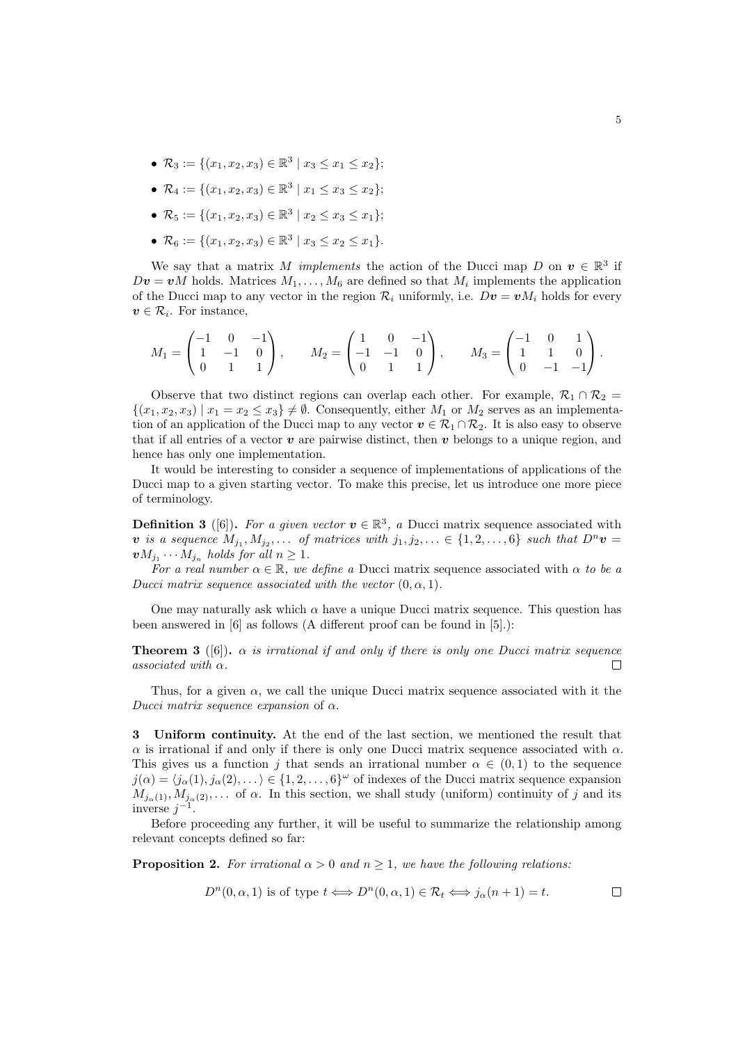- $\mathcal{R}_3 := \{(x_1, x_2, x_3) \in \mathbb{R}^3 \mid x_3 \leq x_1 \leq x_2\}$;
- $\mathcal{R}_4 := \{(x_1, x_2, x_3) \in \mathbb{R}^3 \mid x_1 \leq x_3 \leq x_2\}$;
- $\mathcal{R}_5 := \{(x_1, x_2, x_3) \in \mathbb{R}^3 \mid x_2 \leq x_3 \leq x_1\}$;
- $\mathcal{R}_6 := \{(x_1, x_2, x_3) \in \mathbb{R}^3 \mid x_3 \leq x_2 \leq x_1\}$.

We say that a matrix $M$ *implements* the action of the Ducci map $D$ on $\boldsymbol{v} \in \mathbb{R}^3$ if $D\boldsymbol{v} = \boldsymbol{v}M$ holds. Matrices $M_1, \ldots, M_6$ are defined so that $M_i$ implements the application of the Ducci map to any vector in the region $\mathcal{R}_i$ uniformly, i.e. $D\boldsymbol{v} = \boldsymbol{v}M_i$ holds for every $\boldsymbol{v} \in \mathcal{R}_i$. For instance,

$$M_1 = \begin{pmatrix} -1 & 0 & -1 \\ 1 & -1 & 0 \\ 0 & 1 & 1 \end{pmatrix}, \qquad M_2 = \begin{pmatrix} 1 & 0 & -1 \\ -1 & -1 & 0 \\ 0 & 1 & 1 \end{pmatrix}, \qquad M_3 = \begin{pmatrix} -1 & 0 & 1 \\ 1 & 1 & 0 \\ 0 & -1 & -1 \end{pmatrix}.$$

Observe that two distinct regions can overlap each other. For example, $\mathcal{R}_1 \cap \mathcal{R}_2 = \{(x_1, x_2, x_3) \mid x_1 = x_2 \leq x_3\} \neq \emptyset$. Consequently, either $M_1$ or $M_2$ serves as an implementation of an application of the Ducci map to any vector $\boldsymbol{v} \in \mathcal{R}_1 \cap \mathcal{R}_2$. It is also easy to observe that if all entries of a vector $\boldsymbol{v}$ are pairwise distinct, then $\boldsymbol{v}$ belongs to a unique region, and hence has only one implementation.

It would be interesting to consider a sequence of implementations of applications of the Ducci map to a given starting vector. To make this precise, let us introduce one more piece of terminology.

**Definition 3** ([6])**.** *For a given vector $\boldsymbol{v} \in \mathbb{R}^3$, a* Ducci matrix sequence associated with $\boldsymbol{v}$ *is a sequence $M_{j_1}, M_{j_2}, \ldots$ of matrices with $j_1, j_2, \ldots \in \{1, 2, \ldots, 6\}$ such that $D^n\boldsymbol{v} = \boldsymbol{v}M_{j_1} \cdots M_{j_n}$ holds for all $n \geq 1$.*

*For a real number $\alpha \in \mathbb{R}$, we define a* Ducci matrix sequence associated with $\alpha$ *to be a Ducci matrix sequence associated with the vector $(0, \alpha, 1)$.*

One may naturally ask which $\alpha$ have a unique Ducci matrix sequence. This question has been answered in [6] as follows (A different proof can be found in [5].):

**Theorem 3** ([6])**.** *$\alpha$ is irrational if and only if there is only one Ducci matrix sequence associated with $\alpha$.* □

Thus, for a given $\alpha$, we call the unique Ducci matrix sequence associated with it the *Ducci matrix sequence expansion* of $\alpha$.

## 3 Uniform continuity.

At the end of the last section, we mentioned the result that $\alpha$ is irrational if and only if there is only one Ducci matrix sequence associated with $\alpha$. This gives us a function $j$ that sends an irrational number $\alpha \in (0, 1)$ to the sequence $j(\alpha) = \langle j_\alpha(1), j_\alpha(2), \ldots \rangle \in \{1, 2, \ldots, 6\}^\omega$ of indexes of the Ducci matrix sequence expansion $M_{j_\alpha(1)}, M_{j_\alpha(2)}, \ldots$ of $\alpha$. In this section, we shall study (uniform) continuity of $j$ and its inverse $j^{-1}$.

Before proceeding any further, it will be useful to summarize the relationship among relevant concepts defined so far:

**Proposition 2.** *For irrational $\alpha > 0$ and $n \geq 1$, we have the following relations:*

$$D^n(0, \alpha, 1) \text{ is of type } t \iff D^n(0, \alpha, 1) \in \mathcal{R}_t \iff j_\alpha(n+1) = t.$$

□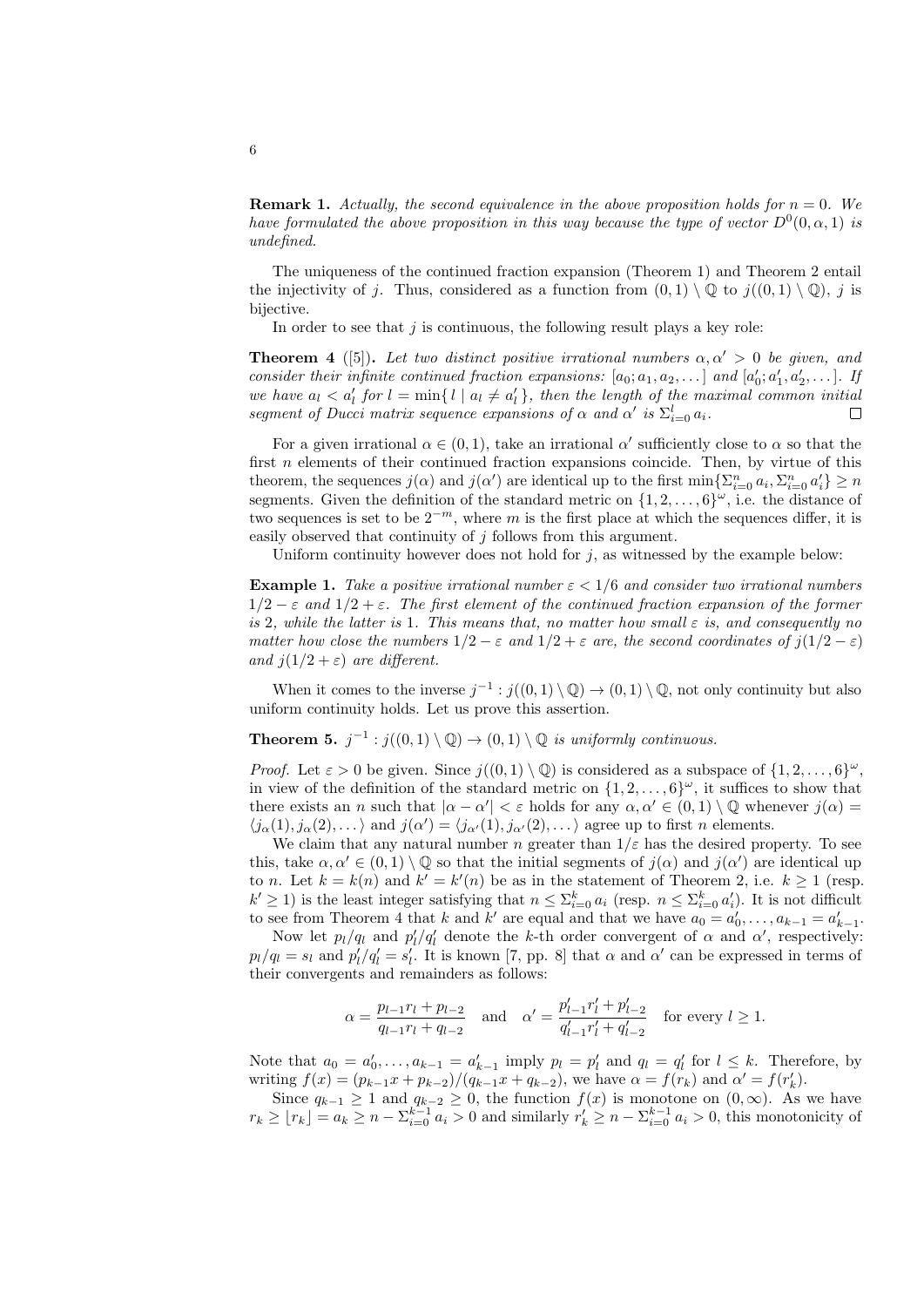**Remark 1.** *Actually, the second equivalence in the above proposition holds for $n = 0$. We have formulated the above proposition in this way because the type of vector $D^0(0, \alpha, 1)$ is undefined.*

The uniqueness of the continued fraction expansion (Theorem 1) and Theorem 2 entail the injectivity of $j$. Thus, considered as a function from $(0,1) \setminus \mathbb{Q}$ to $j((0,1) \setminus \mathbb{Q})$, $j$ is bijective.

In order to see that $j$ is continuous, the following result plays a key role:

**Theorem 4** ([5])**.** *Let two distinct positive irrational numbers $\alpha, \alpha' > 0$ be given, and consider their infinite continued fraction expansions: $[a_0; a_1, a_2, \dots]$ and $[a'_0; a'_1, a'_2, \dots]$. If we have $a_l < a'_l$ for $l = \min\{\, l \mid a_l \neq a'_l \,\}$, then the length of the maximal common initial segment of Ducci matrix sequence expansions of $\alpha$ and $\alpha'$ is $\Sigma_{i=0}^{l} a_i$.* □

For a given irrational $\alpha \in (0,1)$, take an irrational $\alpha'$ sufficiently close to $\alpha$ so that the first $n$ elements of their continued fraction expansions coincide. Then, by virtue of this theorem, the sequences $j(\alpha)$ and $j(\alpha')$ are identical up to the first $\min\{\Sigma_{i=0}^{n} a_i, \Sigma_{i=0}^{n} a'_i\} \geq n$ segments. Given the definition of the standard metric on $\{1, 2, \dots, 6\}^\omega$, i.e. the distance of two sequences is set to be $2^{-m}$, where $m$ is the first place at which the sequences differ, it is easily observed that continuity of $j$ follows from this argument.

Uniform continuity however does not hold for $j$, as witnessed by the example below:

**Example 1.** *Take a positive irrational number $\varepsilon < 1/6$ and consider two irrational numbers $1/2 - \varepsilon$ and $1/2 + \varepsilon$. The first element of the continued fraction expansion of the former is 2, while the latter is 1. This means that, no matter how small $\varepsilon$ is, and consequently no matter how close the numbers $1/2 - \varepsilon$ and $1/2 + \varepsilon$ are, the second coordinates of $j(1/2 - \varepsilon)$ and $j(1/2 + \varepsilon)$ are different.*

When it comes to the inverse $j^{-1} : j((0,1) \setminus \mathbb{Q}) \to (0,1) \setminus \mathbb{Q}$, not only continuity but also uniform continuity holds. Let us prove this assertion.

**Theorem 5.** *$j^{-1} : j((0,1) \setminus \mathbb{Q}) \to (0,1) \setminus \mathbb{Q}$ is uniformly continuous.*

*Proof.* Let $\varepsilon > 0$ be given. Since $j((0,1) \setminus \mathbb{Q})$ is considered as a subspace of $\{1, 2, \dots, 6\}^\omega$, in view of the definition of the standard metric on $\{1, 2, \dots, 6\}^\omega$, it suffices to show that there exists an $n$ such that $|\alpha - \alpha'| < \varepsilon$ holds for any $\alpha, \alpha' \in (0,1) \setminus \mathbb{Q}$ whenever $j(\alpha) = \langle j_\alpha(1), j_\alpha(2), \dots \rangle$ and $j(\alpha') = \langle j_{\alpha'}(1), j_{\alpha'}(2), \dots \rangle$ agree up to first $n$ elements.

We claim that any natural number $n$ greater than $1/\varepsilon$ has the desired property. To see this, take $\alpha, \alpha' \in (0,1) \setminus \mathbb{Q}$ so that the initial segments of $j(\alpha)$ and $j(\alpha')$ are identical up to $n$. Let $k = k(n)$ and $k' = k'(n)$ be as in the statement of Theorem 2, i.e. $k \geq 1$ (resp. $k' \geq 1$) is the least integer satisfying that $n \leq \Sigma_{i=0}^{k} a_i$ (resp. $n \leq \Sigma_{i=0}^{k} a'_i$). It is not difficult to see from Theorem 4 that $k$ and $k'$ are equal and that we have $a_0 = a'_0, \dots, a_{k-1} = a'_{k-1}$.

Now let $p_l/q_l$ and $p'_l/q'_l$ denote the $k$-th order convergent of $\alpha$ and $\alpha'$, respectively: $p_l/q_l = s_l$ and $p'_l/q'_l = s'_l$. It is known [7, pp. 8] that $\alpha$ and $\alpha'$ can be expressed in terms of their convergents and remainders as follows:

$$\alpha = \frac{p_{l-1} r_l + p_{l-2}}{q_{l-1} r_l + q_{l-2}} \quad \text{and} \quad \alpha' = \frac{p'_{l-1} r'_l + p'_{l-2}}{q'_{l-1} r'_l + q'_{l-2}} \quad \text{for every } l \geq 1.$$

Note that $a_0 = a'_0, \dots, a_{k-1} = a'_{k-1}$ imply $p_l = p'_l$ and $q_l = q'_l$ for $l \leq k$. Therefore, by writing $f(x) = (p_{k-1}x + p_{k-2})/(q_{k-1}x + q_{k-2})$, we have $\alpha = f(r_k)$ and $\alpha' = f(r'_k)$.

Since $q_{k-1} \geq 1$ and $q_{k-2} \geq 0$, the function $f(x)$ is monotone on $(0, \infty)$. As we have $r_k \geq \lfloor r_k \rfloor = a_k \geq n - \Sigma_{i=0}^{k-1} a_i > 0$ and similarly $r'_k \geq n - \Sigma_{i=0}^{k-1} a_i > 0$, this monotonicity of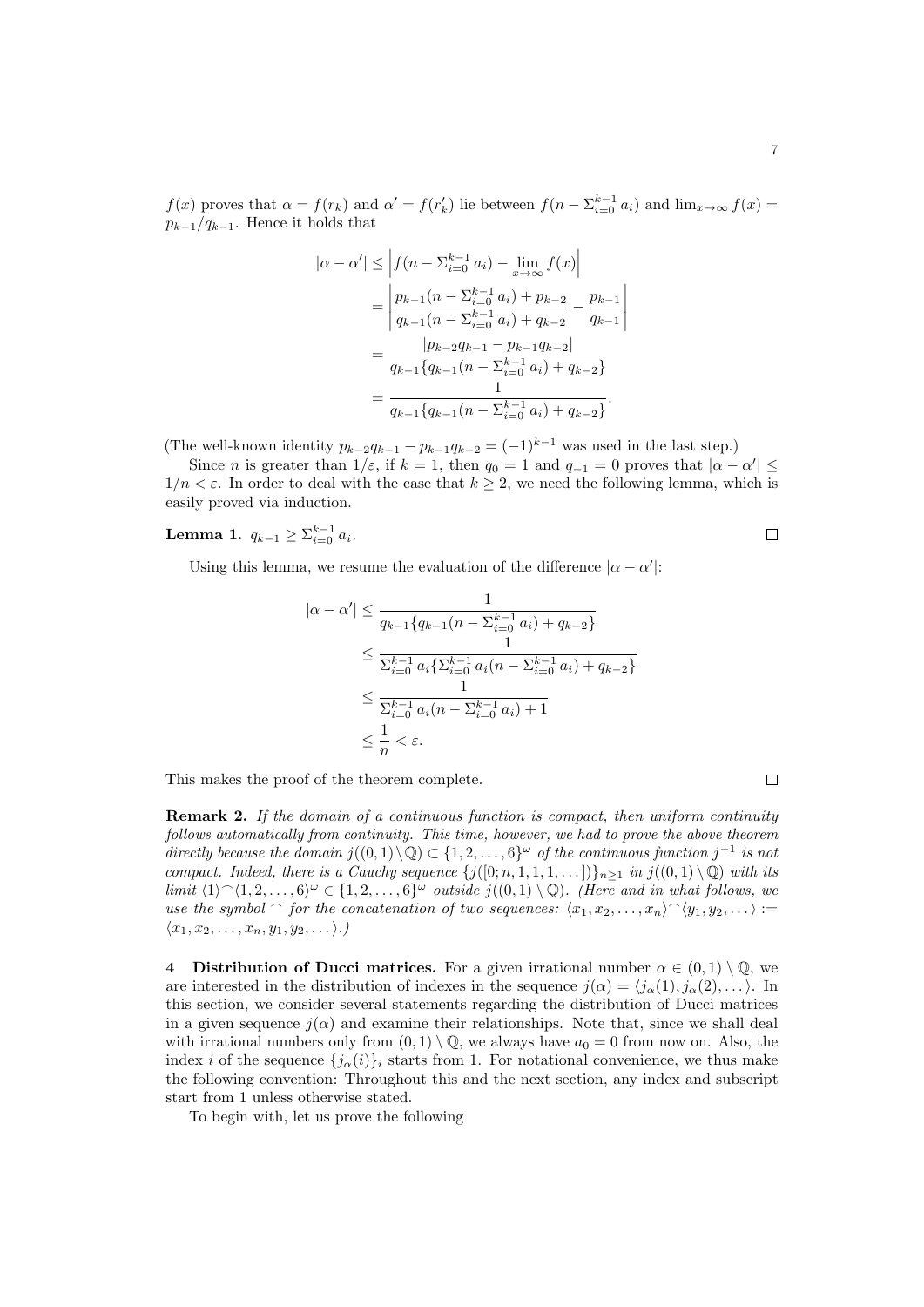$f(x)$ proves that $\alpha = f(r_k)$ and $\alpha' = f(r'_k)$ lie between $f(n - \Sigma_{i=0}^{k-1} a_i)$ and $\lim_{x\to\infty} f(x) = p_{k-1}/q_{k-1}$. Hence it holds that

$$
\begin{aligned}
|\alpha - \alpha'| &\le \left| f(n - \Sigma_{i=0}^{k-1} a_i) - \lim_{x\to\infty} f(x) \right| \\
&= \left| \frac{p_{k-1}(n - \Sigma_{i=0}^{k-1} a_i) + p_{k-2}}{q_{k-1}(n - \Sigma_{i=0}^{k-1} a_i) + q_{k-2}} - \frac{p_{k-1}}{q_{k-1}} \right| \\
&= \frac{|p_{k-2}q_{k-1} - p_{k-1}q_{k-2}|}{q_{k-1}\{q_{k-1}(n - \Sigma_{i=0}^{k-1} a_i) + q_{k-2}\}} \\
&= \frac{1}{q_{k-1}\{q_{k-1}(n - \Sigma_{i=0}^{k-1} a_i) + q_{k-2}\}}.
\end{aligned}
$$

(The well-known identity $p_{k-2}q_{k-1} - p_{k-1}q_{k-2} = (-1)^{k-1}$ was used in the last step.)

Since $n$ is greater than $1/\varepsilon$, if $k = 1$, then $q_0 = 1$ and $q_{-1} = 0$ proves that $|\alpha - \alpha'| \le 1/n < \varepsilon$. In order to deal with the case that $k \ge 2$, we need the following lemma, which is easily proved via induction.

**Lemma 1.** $q_{k-1} \ge \Sigma_{i=0}^{k-1} a_i$. □

Using this lemma, we resume the evaluation of the difference $|\alpha - \alpha'|$:

$$
\begin{aligned}
|\alpha - \alpha'| &\le \frac{1}{q_{k-1}\{q_{k-1}(n - \Sigma_{i=0}^{k-1} a_i) + q_{k-2}\}} \\
&\le \frac{1}{\Sigma_{i=0}^{k-1} a_i\{\Sigma_{i=0}^{k-1} a_i(n - \Sigma_{i=0}^{k-1} a_i) + q_{k-2}\}} \\
&\le \frac{1}{\Sigma_{i=0}^{k-1} a_i(n - \Sigma_{i=0}^{k-1} a_i) + 1} \\
&\le \frac{1}{n} < \varepsilon.
\end{aligned}
$$

This makes the proof of the theorem complete. □

**Remark 2.** *If the domain of a continuous function is compact, then uniform continuity follows automatically from continuity. This time, however, we had to prove the above theorem directly because the domain* $j((0,1)\setminus\mathbb{Q}) \subset \{1,2,\ldots,6\}^\omega$ *of the continuous function* $j^{-1}$ *is not compact. Indeed, there is a Cauchy sequence* $\{j([0;n,1,1,1,\ldots])\}_{n\ge1}$ *in* $j((0,1)\setminus\mathbb{Q})$ *with its limit* $\langle 1\rangle^\frown\langle 1,2,\ldots,6\rangle^\omega \in \{1,2,\ldots,6\}^\omega$ *outside* $j((0,1)\setminus\mathbb{Q})$*. (Here and in what follows, we use the symbol* $^\frown$ *for the concatenation of two sequences:* $\langle x_1,x_2,\ldots,x_n\rangle^\frown\langle y_1,y_2,\ldots\rangle := \langle x_1,x_2,\ldots,x_n,y_1,y_2,\ldots\rangle$*.)*

## 4 Distribution of Ducci matrices.

For a given irrational number $\alpha \in (0,1)\setminus\mathbb{Q}$, we are interested in the distribution of indexes in the sequence $j(\alpha) = \langle j_\alpha(1), j_\alpha(2),\ldots\rangle$. In this section, we consider several statements regarding the distribution of Ducci matrices in a given sequence $j(\alpha)$ and examine their relationships. Note that, since we shall deal with irrational numbers only from $(0,1)\setminus\mathbb{Q}$, we always have $a_0 = 0$ from now on. Also, the index $i$ of the sequence $\{j_\alpha(i)\}_i$ starts from 1. For notational convenience, we thus make the following convention: Throughout this and the next section, any index and subscript start from 1 unless otherwise stated.

To begin with, let us prove the following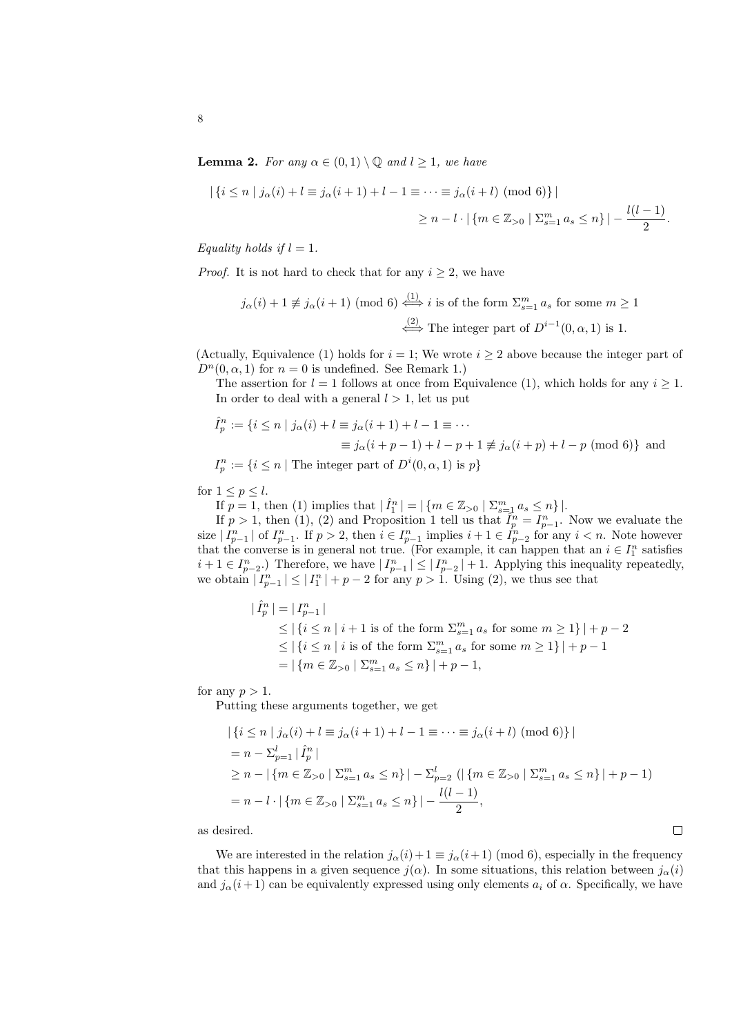**Lemma 2.** *For any $\alpha \in (0,1) \setminus \mathbb{Q}$ and $l \geq 1$, we have*

$$| \{ i \leq n \mid j_\alpha(i) + l \equiv j_\alpha(i+1) + l - 1 \equiv \cdots \equiv j_\alpha(i+l) \pmod 6 \} | \\ \geq n - l \cdot | \{ m \in \mathbb{Z}_{>0} \mid \Sigma_{s=1}^m a_s \leq n \} | - \frac{l(l-1)}{2}.$$

*Equality holds if $l = 1$.*

*Proof.* It is not hard to check that for any $i \geq 2$, we have

$$j_\alpha(i) + 1 \not\equiv j_\alpha(i+1) \pmod 6 \overset{(1)}{\Longleftrightarrow} i \text{ is of the form } \Sigma_{s=1}^m a_s \text{ for some } m \geq 1 \\ \overset{(2)}{\Longleftrightarrow} \text{The integer part of } D^{i-1}(0,\alpha,1) \text{ is } 1.$$

(Actually, Equivalence (1) holds for $i = 1$; We wrote $i \geq 2$ above because the integer part of $D^n(0,\alpha,1)$ for $n = 0$ is undefined. See Remark 1.)

The assertion for $l = 1$ follows at once from Equivalence (1), which holds for any $i \geq 1$. In order to deal with a general $l > 1$, let us put

$$\hat{I}_p^n := \{ i \leq n \mid j_\alpha(i) + l \equiv j_\alpha(i+1) + l - 1 \equiv \cdots \\ \equiv j_\alpha(i+p-1) + l - p + 1 \not\equiv j_\alpha(i+p) + l - p \pmod 6 \} \text{ and}$$

$$I_p^n := \{ i \leq n \mid \text{The integer part of } D^i(0,\alpha,1) \text{ is } p \}$$

for $1 \leq p \leq l$.

If $p = 1$, then (1) implies that $| \hat{I}_1^n | = | \{ m \in \mathbb{Z}_{>0} \mid \Sigma_{s=1}^m a_s \leq n \} |$.

If $p > 1$, then (1), (2) and Proposition 1 tell us that $\hat{I}_p^n = I_{p-1}^n$. Now we evaluate the size $| I_{p-1}^n |$ of $I_{p-1}^n$. If $p > 2$, then $i \in I_{p-1}^n$ implies $i + 1 \in I_{p-2}^n$ for any $i < n$. Note however that the converse is in general not true. (For example, it can happen that an $i \in I_1^n$ satisfies $i + 1 \in I_{p-2}^n$.) Therefore, we have $| I_{p-1}^n | \leq | I_{p-2}^n | + 1$. Applying this inequality repeatedly, we obtain $| I_{p-1}^n | \leq | I_1^n | + p - 2$ for any $p > 1$. Using (2), we thus see that

$$\begin{aligned}
| \hat{I}_p^n | &= | I_{p-1}^n | \\
&\leq | \{ i \leq n \mid i + 1 \text{ is of the form } \Sigma_{s=1}^m a_s \text{ for some } m \geq 1 \} | + p - 2 \\
&\leq | \{ i \leq n \mid i \text{ is of the form } \Sigma_{s=1}^m a_s \text{ for some } m \geq 1 \} | + p - 1 \\
&= | \{ m \in \mathbb{Z}_{>0} \mid \Sigma_{s=1}^m a_s \leq n \} | + p - 1,
\end{aligned}$$

for any $p > 1$.

Putting these arguments together, we get

$$\begin{aligned}
&| \{ i \leq n \mid j_\alpha(i) + l \equiv j_\alpha(i+1) + l - 1 \equiv \cdots \equiv j_\alpha(i+l) \pmod 6 \} | \\
&= n - \Sigma_{p=1}^l | \hat{I}_p^n | \\
&\geq n - | \{ m \in \mathbb{Z}_{>0} \mid \Sigma_{s=1}^m a_s \leq n \} | - \Sigma_{p=2}^l ( | \{ m \in \mathbb{Z}_{>0} \mid \Sigma_{s=1}^m a_s \leq n \} | + p - 1) \\
&= n - l \cdot | \{ m \in \mathbb{Z}_{>0} \mid \Sigma_{s=1}^m a_s \leq n \} | - \frac{l(l-1)}{2},
\end{aligned}$$

as desired. $\square$

We are interested in the relation $j_\alpha(i) + 1 \equiv j_\alpha(i+1) \pmod 6$, especially in the frequency that this happens in a given sequence $j(\alpha)$. In some situations, this relation between $j_\alpha(i)$ and $j_\alpha(i+1)$ can be equivalently expressed using only elements $a_i$ of $\alpha$. Specifically, we have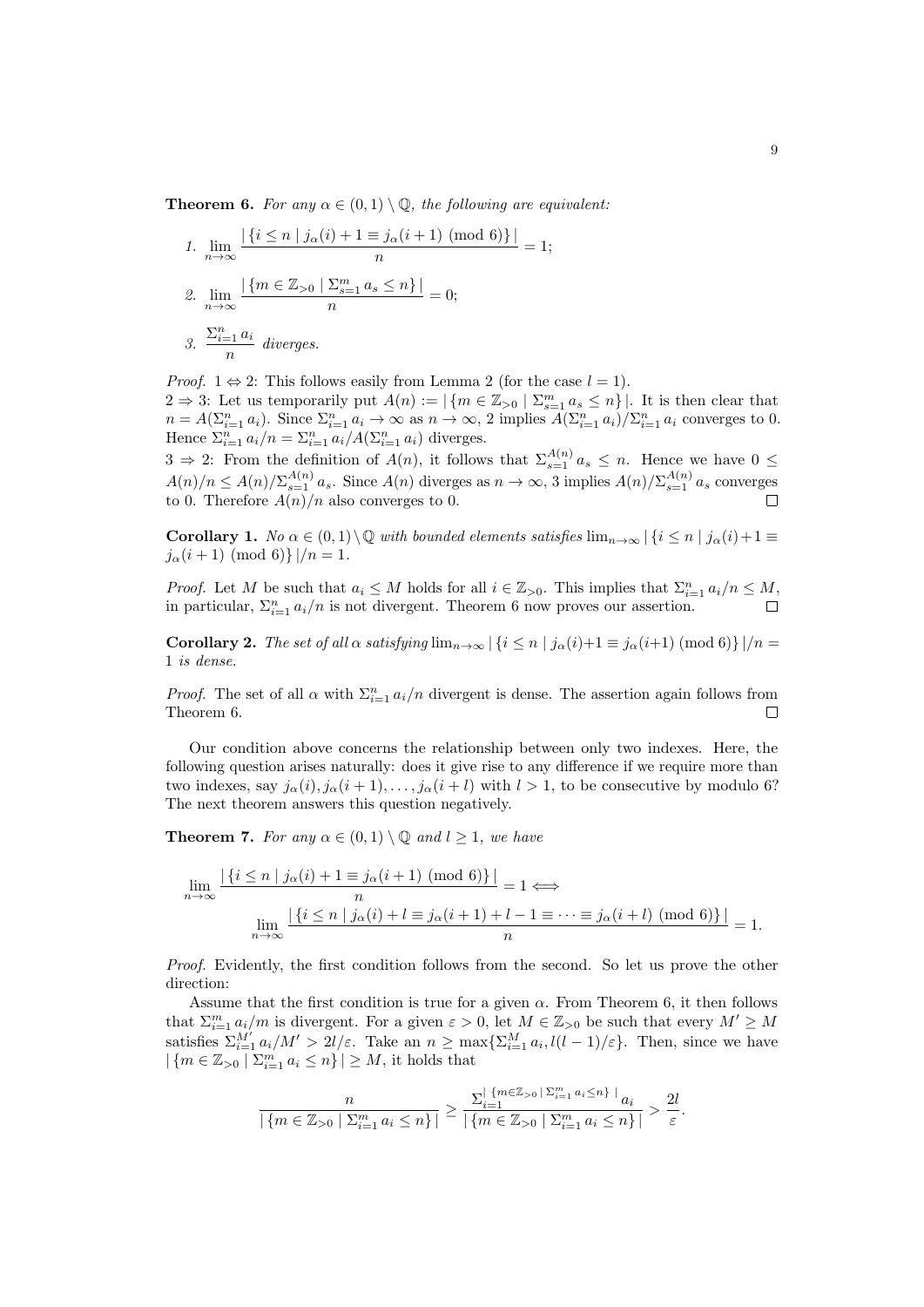**Theorem 6.** *For any $\alpha \in (0,1) \setminus \mathbb{Q}$, the following are equivalent:*

1. $\displaystyle\lim_{n\to\infty} \frac{|\{i \le n \mid j_\alpha(i) + 1 \equiv j_\alpha(i+1) \pmod 6\}|}{n} = 1;$
2. $\displaystyle\lim_{n\to\infty} \frac{|\{m \in \mathbb{Z}_{>0} \mid \Sigma_{s=1}^m a_s \le n\}|}{n} = 0;$
3. $\displaystyle\frac{\Sigma_{i=1}^n a_i}{n}$ *diverges.*

*Proof.* $1 \Leftrightarrow 2$: This follows easily from Lemma 2 (for the case $l = 1$).
$2 \Rightarrow 3$: Let us temporarily put $A(n) := |\{m \in \mathbb{Z}_{>0} \mid \Sigma_{s=1}^m a_s \le n\}|$. It is then clear that $n = A(\Sigma_{i=1}^n a_i)$. Since $\Sigma_{i=1}^n a_i \to \infty$ as $n \to \infty$, 2 implies $A(\Sigma_{i=1}^n a_i)/\Sigma_{i=1}^n a_i$ converges to 0. Hence $\Sigma_{i=1}^n a_i/n = \Sigma_{i=1}^n a_i/A(\Sigma_{i=1}^n a_i)$ diverges.
$3 \Rightarrow 2$: From the definition of $A(n)$, it follows that $\Sigma_{s=1}^{A(n)} a_s \le n$. Hence we have $0 \le A(n)/n \le A(n)/\Sigma_{s=1}^{A(n)} a_s$. Since $A(n)$ diverges as $n \to \infty$, 3 implies $A(n)/\Sigma_{s=1}^{A(n)} a_s$ converges to 0. Therefore $A(n)/n$ also converges to 0. $\square$

**Corollary 1.** *No $\alpha \in (0,1) \setminus \mathbb{Q}$ with bounded elements satisfies $\lim_{n\to\infty} |\{i \le n \mid j_\alpha(i) + 1 \equiv j_\alpha(i+1) \pmod 6\}|/n = 1$.*

*Proof.* Let $M$ be such that $a_i \le M$ holds for all $i \in \mathbb{Z}_{>0}$. This implies that $\Sigma_{i=1}^n a_i/n \le M$, in particular, $\Sigma_{i=1}^n a_i/n$ is not divergent. Theorem 6 now proves our assertion. $\square$

**Corollary 2.** *The set of all $\alpha$ satisfying $\lim_{n\to\infty} |\{i \le n \mid j_\alpha(i) + 1 \equiv j_\alpha(i+1) \pmod 6\}|/n = 1$ is dense.*

*Proof.* The set of all $\alpha$ with $\Sigma_{i=1}^n a_i/n$ divergent is dense. The assertion again follows from Theorem 6. $\square$

Our condition above concerns the relationship between only two indexes. Here, the following question arises naturally: does it give rise to any difference if we require more than two indexes, say $j_\alpha(i), j_\alpha(i+1), \ldots, j_\alpha(i+l)$ with $l > 1$, to be consecutive by modulo 6? The next theorem answers this question negatively.

**Theorem 7.** *For any $\alpha \in (0,1) \setminus \mathbb{Q}$ and $l \ge 1$, we have*

$$\lim_{n\to\infty} \frac{|\{i \le n \mid j_\alpha(i) + 1 \equiv j_\alpha(i+1) \pmod 6\}|}{n} = 1 \iff \lim_{n\to\infty} \frac{|\{i \le n \mid j_\alpha(i) + l \equiv j_\alpha(i+1) + l - 1 \equiv \cdots \equiv j_\alpha(i+l) \pmod 6\}|}{n} = 1.$$

*Proof.* Evidently, the first condition follows from the second. So let us prove the other direction:

Assume that the first condition is true for a given $\alpha$. From Theorem 6, it then follows that $\Sigma_{i=1}^m a_i/m$ is divergent. For a given $\varepsilon > 0$, let $M \in \mathbb{Z}_{>0}$ be such that every $M' \ge M$ satisfies $\Sigma_{i=1}^{M'} a_i/M' > 2l/\varepsilon$. Take an $n \ge \max\{\Sigma_{i=1}^M a_i, l(l-1)/\varepsilon\}$. Then, since we have $|\{m \in \mathbb{Z}_{>0} \mid \Sigma_{i=1}^m a_i \le n\}| \ge M$, it holds that

$$\frac{n}{|\{m \in \mathbb{Z}_{>0} \mid \Sigma_{i=1}^m a_i \le n\}|} \ge \frac{\Sigma_{i=1}^{|\{m \in \mathbb{Z}_{>0} \mid \Sigma_{i=1}^m a_i \le n\}|} a_i}{|\{m \in \mathbb{Z}_{>0} \mid \Sigma_{i=1}^m a_i \le n\}|} > \frac{2l}{\varepsilon}.$$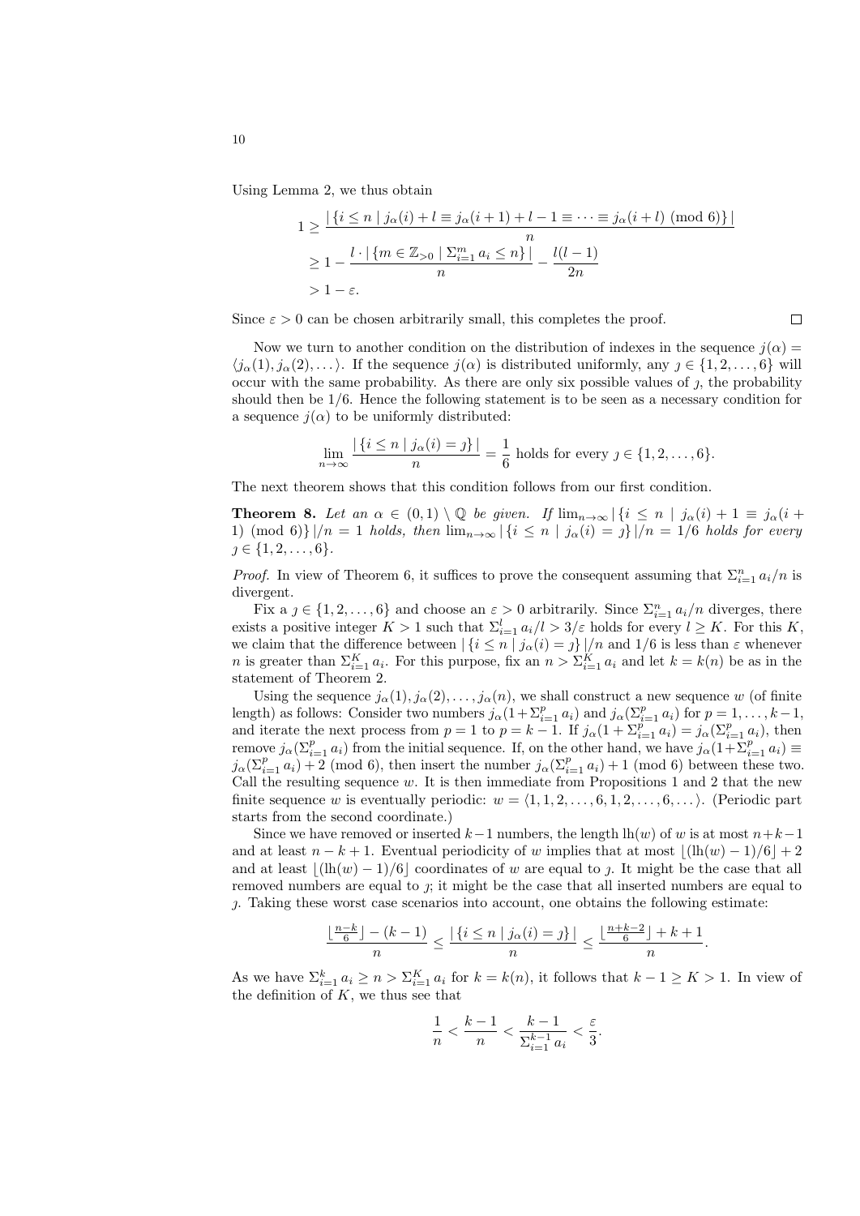Using Lemma 2, we thus obtain

$$\begin{aligned}
1 &\geq \frac{|\{i \leq n \mid j_\alpha(i) + l \equiv j_\alpha(i+1) + l - 1 \equiv \cdots \equiv j_\alpha(i+l) \pmod 6\}|}{n} \\
&\geq 1 - \frac{l \cdot |\{m \in \mathbb{Z}_{>0} \mid \Sigma_{i=1}^m a_i \leq n\}|}{n} - \frac{l(l-1)}{2n} \\
&> 1 - \varepsilon.
\end{aligned}$$

Since $\varepsilon > 0$ can be chosen arbitrarily small, this completes the proof. □

Now we turn to another condition on the distribution of indexes in the sequence $j(\alpha) = \langle j_\alpha(1), j_\alpha(2), \ldots \rangle$. If the sequence $j(\alpha)$ is distributed uniformly, any $\jmath \in \{1, 2, \ldots, 6\}$ will occur with the same probability. As there are only six possible values of $\jmath$, the probability should then be $1/6$. Hence the following statement is to be seen as a necessary condition for a sequence $j(\alpha)$ to be uniformly distributed:

$$\lim_{n \to \infty} \frac{|\{i \leq n \mid j_\alpha(i) = \jmath\}|}{n} = \frac{1}{6} \text{ holds for every } \jmath \in \{1, 2, \ldots, 6\}.$$

The next theorem shows that this condition follows from our first condition.

**Theorem 8.** *Let an $\alpha \in (0, 1) \setminus \mathbb{Q}$ be given. If $\lim_{n \to \infty} |\{i \leq n \mid j_\alpha(i) + 1 \equiv j_\alpha(i+1) \pmod 6\}|/n = 1$ holds, then $\lim_{n \to \infty} |\{i \leq n \mid j_\alpha(i) = \jmath\}|/n = 1/6$ holds for every $\jmath \in \{1, 2, \ldots, 6\}$.*

*Proof.* In view of Theorem 6, it suffices to prove the consequent assuming that $\Sigma_{i=1}^n a_i/n$ is divergent.

Fix a $\jmath \in \{1, 2, \ldots, 6\}$ and choose an $\varepsilon > 0$ arbitrarily. Since $\Sigma_{i=1}^n a_i/n$ diverges, there exists a positive integer $K > 1$ such that $\Sigma_{i=1}^l a_i/l > 3/\varepsilon$ holds for every $l \geq K$. For this $K$, we claim that the difference between $|\{i \leq n \mid j_\alpha(i) = \jmath\}|/n$ and $1/6$ is less than $\varepsilon$ whenever $n$ is greater than $\Sigma_{i=1}^K a_i$. For this purpose, fix an $n > \Sigma_{i=1}^K a_i$ and let $k = k(n)$ be as in the statement of Theorem 2.

Using the sequence $j_\alpha(1), j_\alpha(2), \ldots, j_\alpha(n)$, we shall construct a new sequence $w$ (of finite length) as follows: Consider two numbers $j_\alpha(1 + \Sigma_{i=1}^p a_i)$ and $j_\alpha(\Sigma_{i=1}^p a_i)$ for $p = 1, \ldots, k-1$, and iterate the next process from $p = 1$ to $p = k-1$. If $j_\alpha(1 + \Sigma_{i=1}^p a_i) = j_\alpha(\Sigma_{i=1}^p a_i)$, then remove $j_\alpha(\Sigma_{i=1}^p a_i)$ from the initial sequence. If, on the other hand, we have $j_\alpha(1 + \Sigma_{i=1}^p a_i) \equiv j_\alpha(\Sigma_{i=1}^p a_i) + 2 \pmod 6$, then insert the number $j_\alpha(\Sigma_{i=1}^p a_i) + 1 \pmod 6$ between these two. Call the resulting sequence $w$. It is then immediate from Propositions 1 and 2 that the new finite sequence $w$ is eventually periodic: $w = \langle 1, 1, 2, \ldots, 6, 1, 2, \ldots, 6, \ldots \rangle$. (Periodic part starts from the second coordinate.)

Since we have removed or inserted $k-1$ numbers, the length $\mathrm{lh}(w)$ of $w$ is at most $n+k-1$ and at least $n-k+1$. Eventual periodicity of $w$ implies that at most $\lfloor (\mathrm{lh}(w) - 1)/6 \rfloor + 2$ and at least $\lfloor (\mathrm{lh}(w) - 1)/6 \rfloor$ coordinates of $w$ are equal to $\jmath$. It might be the case that all removed numbers are equal to $\jmath$; it might be the case that all inserted numbers are equal to $\jmath$. Taking these worst case scenarios into account, one obtains the following estimate:

$$\frac{\lfloor \frac{n-k}{6} \rfloor - (k-1)}{n} \leq \frac{|\{i \leq n \mid j_\alpha(i) = \jmath\}|}{n} \leq \frac{\lfloor \frac{n+k-2}{6} \rfloor + k + 1}{n}.$$

As we have $\Sigma_{i=1}^k a_i \geq n > \Sigma_{i=1}^K a_i$ for $k = k(n)$, it follows that $k - 1 \geq K > 1$. In view of the definition of $K$, we thus see that

$$\frac{1}{n} < \frac{k-1}{n} < \frac{k-1}{\Sigma_{i=1}^{k-1} a_i} < \frac{\varepsilon}{3}.$$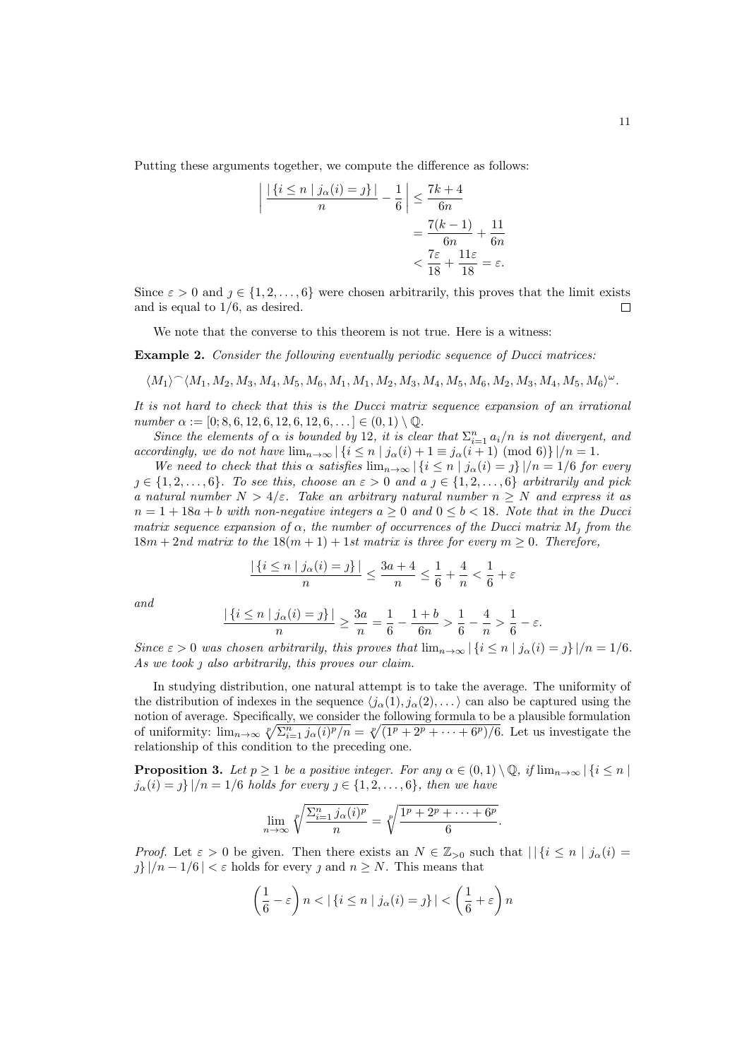Putting these arguments together, we compute the difference as follows:

$$
\begin{aligned}
\left| \frac{|\{i \leq n \mid j_\alpha(i) = \jmath\}|}{n} - \frac{1}{6} \right| &\leq \frac{7k+4}{6n} \\
&= \frac{7(k-1)}{6n} + \frac{11}{6n} \\
&< \frac{7\varepsilon}{18} + \frac{11\varepsilon}{18} = \varepsilon.
\end{aligned}
$$

Since $\varepsilon > 0$ and $\jmath \in \{1, 2, \ldots, 6\}$ were chosen arbitrarily, this proves that the limit exists and is equal to $1/6$, as desired. ∎

We note that the converse to this theorem is not true. Here is a witness:

**Example 2.** *Consider the following eventually periodic sequence of Ducci matrices:*

$$\langle M_1 \rangle^\frown \langle M_1, M_2, M_3, M_4, M_5, M_6, M_1, M_1, M_2, M_3, M_4, M_5, M_6, M_2, M_3, M_4, M_5, M_6 \rangle^\omega.$$

*It is not hard to check that this is the Ducci matrix sequence expansion of an irrational number $\alpha := [0; 8, 6, 12, 6, 12, 6, 12, 6, \ldots] \in (0,1) \setminus \mathbb{Q}$.*

*Since the elements of $\alpha$ is bounded by 12, it is clear that $\Sigma_{i=1}^n a_i/n$ is not divergent, and accordingly, we do not have $\lim_{n\to\infty} |\{i \leq n \mid j_\alpha(i) + 1 \equiv j_\alpha(i+1) \pmod 6\}|/n = 1$.*

*We need to check that this $\alpha$ satisfies $\lim_{n\to\infty} |\{i \leq n \mid j_\alpha(i) = \jmath\}|/n = 1/6$ for every $\jmath \in \{1, 2, \ldots, 6\}$. To see this, choose an $\varepsilon > 0$ and a $\jmath \in \{1, 2, \ldots, 6\}$ arbitrarily and pick a natural number $N > 4/\varepsilon$. Take an arbitrary natural number $n \geq N$ and express it as $n = 1 + 18a + b$ with non-negative integers $a \geq 0$ and $0 \leq b < 18$. Note that in the Ducci matrix sequence expansion of $\alpha$, the number of occurrences of the Ducci matrix $M_\jmath$ from the $18m + 2$nd matrix to the $18(m+1) + 1$st matrix is three for every $m \geq 0$. Therefore,*

$$\frac{|\{i \leq n \mid j_\alpha(i) = \jmath\}|}{n} \leq \frac{3a+4}{n} \leq \frac{1}{6} + \frac{4}{n} < \frac{1}{6} + \varepsilon$$

*and*

$$\frac{|\{i \leq n \mid j_\alpha(i) = \jmath\}|}{n} \geq \frac{3a}{n} = \frac{1}{6} - \frac{1+b}{6n} > \frac{1}{6} - \frac{4}{n} > \frac{1}{6} - \varepsilon.$$

*Since $\varepsilon > 0$ was chosen arbitrarily, this proves that $\lim_{n\to\infty} |\{i \leq n \mid j_\alpha(i) = \jmath\}|/n = 1/6$. As we took $\jmath$ also arbitrarily, this proves our claim.*

In studying distribution, one natural attempt is to take the average. The uniformity of the distribution of indexes in the sequence $\langle j_\alpha(1), j_\alpha(2), \ldots \rangle$ can also be captured using the notion of average. Specifically, we consider the following formula to be a plausible formulation of uniformity: $\lim_{n\to\infty} \sqrt[p]{\Sigma_{i=1}^n j_\alpha(i)^p/n} = \sqrt[p]{(1^p + 2^p + \cdots + 6^p)/6}$. Let us investigate the relationship of this condition to the preceding one.

**Proposition 3.** *Let $p \geq 1$ be a positive integer. For any $\alpha \in (0,1) \setminus \mathbb{Q}$, if $\lim_{n\to\infty} |\{i \leq n \mid j_\alpha(i) = \jmath\}|/n = 1/6$ holds for every $\jmath \in \{1, 2, \ldots, 6\}$, then we have*

$$\lim_{n\to\infty} \sqrt[p]{\frac{\Sigma_{i=1}^n j_\alpha(i)^p}{n}} = \sqrt[p]{\frac{1^p + 2^p + \cdots + 6^p}{6}}.$$

*Proof.* Let $\varepsilon > 0$ be given. Then there exists an $N \in \mathbb{Z}_{>0}$ such that $|\,|\{i \leq n \mid j_\alpha(i) = \jmath\}|/n - 1/6\,| < \varepsilon$ holds for every $\jmath$ and $n \geq N$. This means that

$$\left(\frac{1}{6} - \varepsilon\right) n < |\{i \leq n \mid j_\alpha(i) = \jmath\}| < \left(\frac{1}{6} + \varepsilon\right) n$$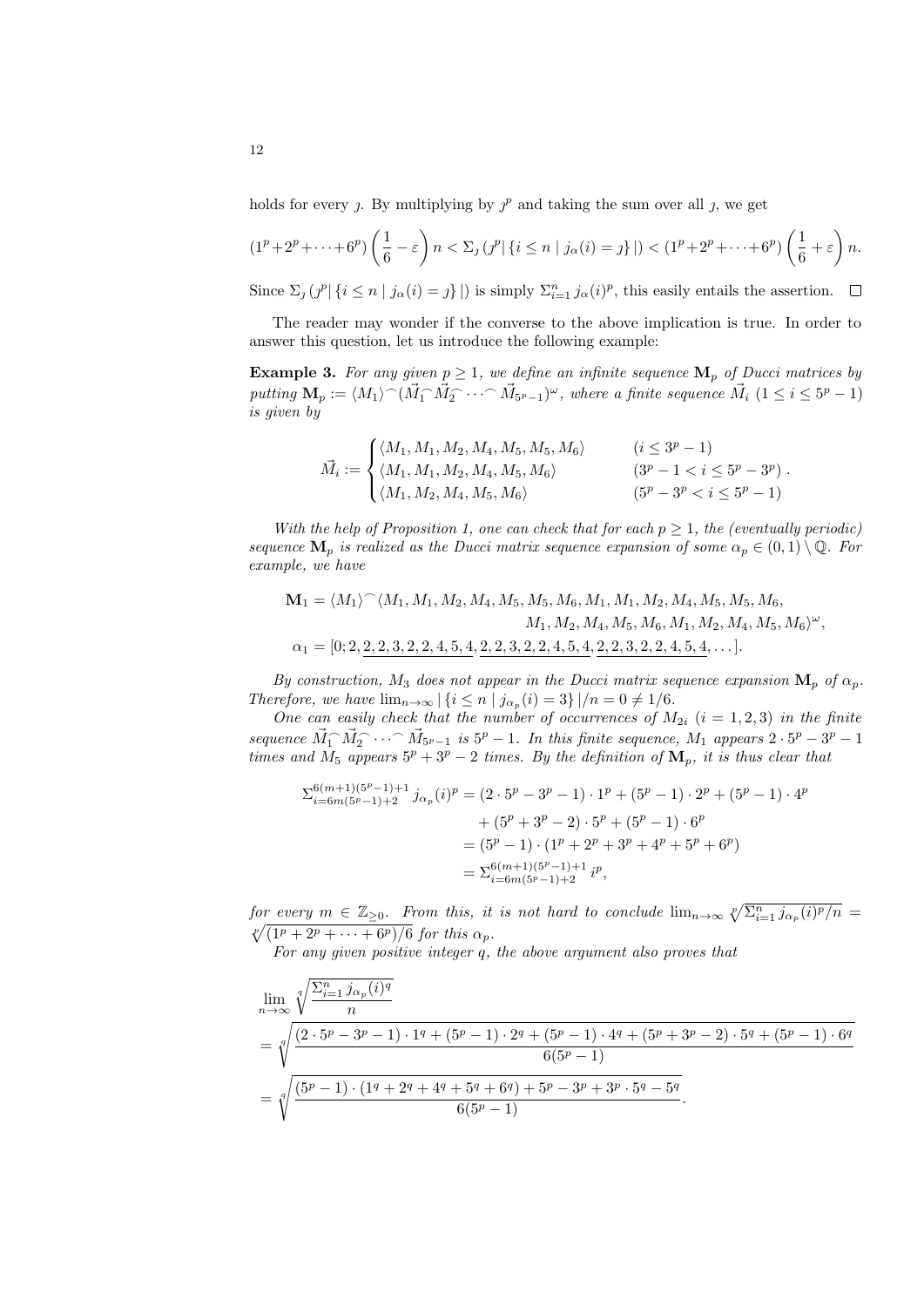holds for every $\jmath$. By multiplying by $\jmath^p$ and taking the sum over all $\jmath$, we get

$$(1^p+2^p+\cdots+6^p)\left(\frac{1}{6}-\varepsilon\right)n < \Sigma_\jmath\left(\jmath^p|\{i\le n \mid j_\alpha(i)=\jmath\}|\right) < (1^p+2^p+\cdots+6^p)\left(\frac{1}{6}+\varepsilon\right)n.$$

Since $\Sigma_\jmath\left(\jmath^p|\{i\le n \mid j_\alpha(i)=\jmath\}|\right)$ is simply $\Sigma_{i=1}^n j_\alpha(i)^p$, this easily entails the assertion. $\square$

The reader may wonder if the converse to the above implication is true. In order to answer this question, let us introduce the following example:

**Example 3.** *For any given $p\ge 1$, we define an infinite sequence $\mathbf{M}_p$ of Ducci matrices by putting $\mathbf{M}_p := \langle M_1\rangle^\frown(\vec{M}_1^\frown\vec{M}_2^\frown\cdots^\frown\vec{M}_{5^p-1})^\omega$, where a finite sequence $\vec{M}_i$ $(1\le i\le 5^p-1)$ is given by*

$$\vec{M}_i := \begin{cases}\langle M_1,M_1,M_2,M_4,M_5,M_5,M_6\rangle & (i\le 3^p-1)\\ \langle M_1,M_1,M_2,M_4,M_5,M_6\rangle & (3^p-1<i\le 5^p-3^p)\\ \langle M_1,M_2,M_4,M_5,M_6\rangle & (5^p-3^p<i\le 5^p-1)\end{cases}.$$

*With the help of Proposition 1, one can check that for each $p\ge 1$, the (eventually periodic) sequence $\mathbf{M}_p$ is realized as the Ducci matrix sequence expansion of some $\alpha_p\in(0,1)\setminus\mathbb{Q}$. For example, we have*

$$\begin{aligned}\mathbf{M}_1 = \langle M_1\rangle^\frown\langle & M_1,M_1,M_2,M_4,M_5,M_5,M_6,M_1,M_1,M_2,M_4,M_5,M_5,M_6,\\ & M_1,M_2,M_4,M_5,M_6,M_1,M_2,M_4,M_5,M_6\rangle^\omega,\\ \alpha_1 = [0;2,\,& \underline{2,2,3,2,2,4,5,4},\underline{2,2,3,2,2,4,5,4},\underline{2,2,3,2,2,4,5,4},\dots].\end{aligned}$$

*By construction, $M_3$ does not appear in the Ducci matrix sequence expansion $\mathbf{M}_p$ of $\alpha_p$. Therefore, we have $\lim_{n\to\infty}|\{i\le n \mid j_{\alpha_p}(i)=3\}|/n = 0 \ne 1/6$.*

*One can easily check that the number of occurrences of $M_{2i}$ $(i=1,2,3)$ in the finite sequence $\vec{M}_1^\frown\vec{M}_2^\frown\cdots^\frown\vec{M}_{5^p-1}$ is $5^p-1$. In this finite sequence, $M_1$ appears $2\cdot 5^p-3^p-1$ times and $M_5$ appears $5^p+3^p-2$ times. By the definition of $\mathbf{M}_p$, it is thus clear that*

$$\begin{aligned}\Sigma_{i=6m(5^p-1)+2}^{6(m+1)(5^p-1)+1} j_{\alpha_p}(i)^p &= (2\cdot 5^p-3^p-1)\cdot 1^p+(5^p-1)\cdot 2^p+(5^p-1)\cdot 4^p\\ &\quad +(5^p+3^p-2)\cdot 5^p+(5^p-1)\cdot 6^p\\ &= (5^p-1)\cdot(1^p+2^p+3^p+4^p+5^p+6^p)\\ &= \Sigma_{i=6m(5^p-1)+2}^{6(m+1)(5^p-1)+1} i^p,\end{aligned}$$

*for every $m\in\mathbb{Z}_{\ge 0}$. From this, it is not hard to conclude $\lim_{n\to\infty}\sqrt[p]{\Sigma_{i=1}^n j_{\alpha_p}(i)^p/n} = \sqrt[p]{(1^p+2^p+\cdots+6^p)/6}$ for this $\alpha_p$.*

*For any given positive integer $q$, the above argument also proves that*

$$\begin{aligned}&\lim_{n\to\infty}\sqrt[q]{\frac{\Sigma_{i=1}^n j_{\alpha_p}(i)^q}{n}}\\ &= \sqrt[q]{\frac{(2\cdot 5^p-3^p-1)\cdot 1^q+(5^p-1)\cdot 2^q+(5^p-1)\cdot 4^q+(5^p+3^p-2)\cdot 5^q+(5^p-1)\cdot 6^q}{6(5^p-1)}}\\ &= \sqrt[q]{\frac{(5^p-1)\cdot(1^q+2^q+4^q+5^q+6^q)+5^p-3^p+3^p\cdot 5^q-5^q}{6(5^p-1)}}.\end{aligned}$$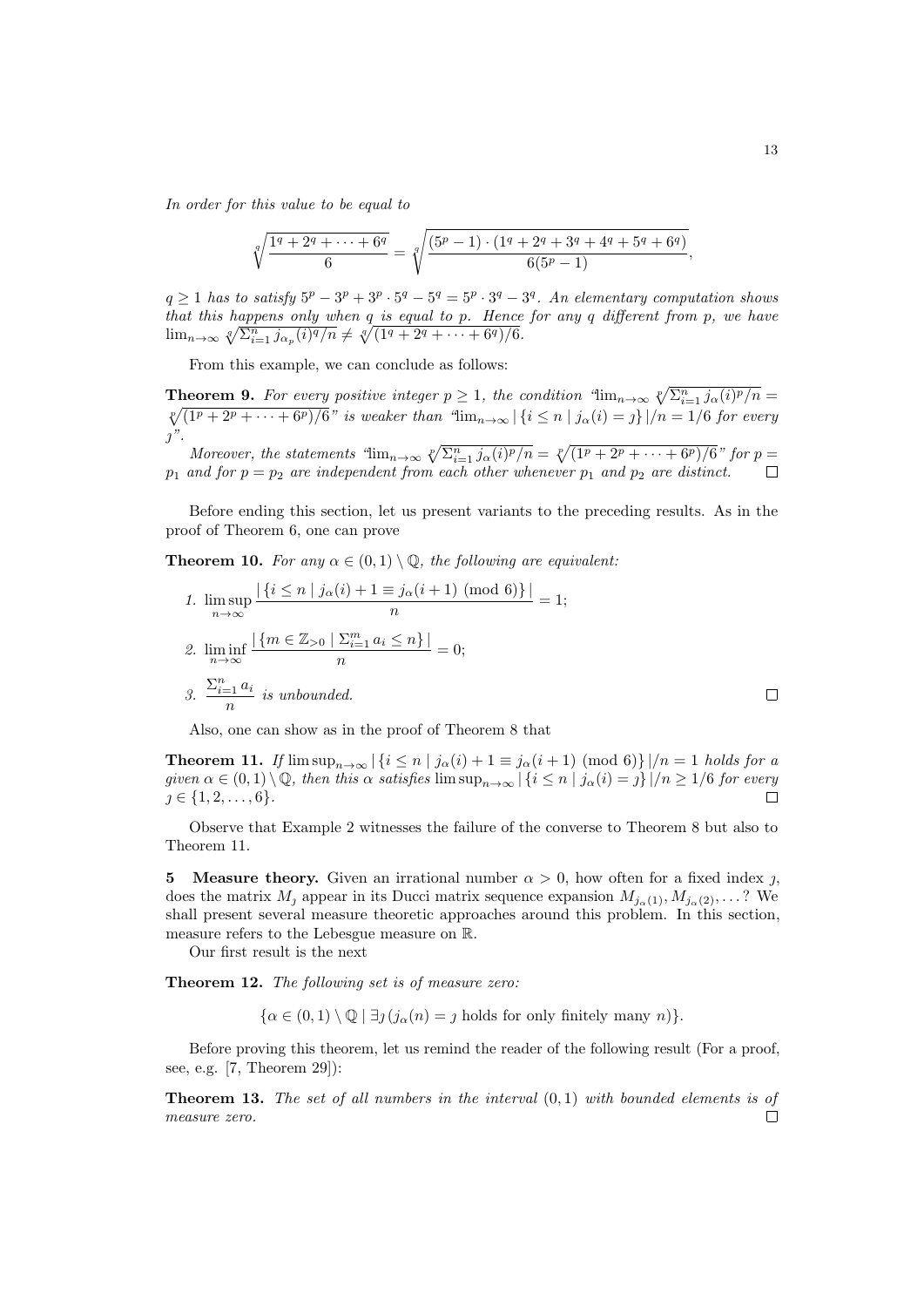*In order for this value to be equal to*

$$\sqrt[q]{\frac{1^q + 2^q + \cdots + 6^q}{6}} = \sqrt[q]{\frac{(5^p - 1)\cdot(1^q + 2^q + 3^q + 4^q + 5^q + 6^q)}{6(5^p - 1)}},$$

*$q \geq 1$ has to satisfy $5^p - 3^p + 3^p \cdot 5^q - 5^q = 5^p \cdot 3^q - 3^q$. An elementary computation shows that this happens only when $q$ is equal to $p$. Hence for any $q$ different from $p$, we have $\lim_{n\to\infty} \sqrt[q]{\Sigma_{i=1}^n \jmath_{\alpha_p}(i)^q/n} \neq \sqrt[q]{(1^q + 2^q + \cdots + 6^q)/6}$.*

From this example, we can conclude as follows:

**Theorem 9.** *For every positive integer $p \geq 1$, the condition "$\lim_{n\to\infty} \sqrt[p]{\Sigma_{i=1}^n \jmath_\alpha(i)^p/n} = \sqrt[p]{(1^p + 2^p + \cdots + 6^p)/6}$" is weaker than "$\lim_{n\to\infty} |\{i \leq n \mid \jmath_\alpha(i) = \jmath\}|/n = 1/6$ for every $\jmath$".*

*Moreover, the statements "$\lim_{n\to\infty} \sqrt[p]{\Sigma_{i=1}^n \jmath_\alpha(i)^p/n} = \sqrt[p]{(1^p + 2^p + \cdots + 6^p)/6}$" for $p = p_1$ and for $p = p_2$ are independent from each other whenever $p_1$ and $p_2$ are distinct.* □

Before ending this section, let us present variants to the preceding results. As in the proof of Theorem 6, one can prove

**Theorem 10.** *For any $\alpha \in (0,1) \setminus \mathbb{Q}$, the following are equivalent:*

1. $\limsup_{n\to\infty} \dfrac{|\{i \leq n \mid \jmath_\alpha(i) + 1 \equiv \jmath_\alpha(i+1) \pmod 6\}|}{n} = 1;$
2. $\liminf_{n\to\infty} \dfrac{|\{m \in \mathbb{Z}_{>0} \mid \Sigma_{i=1}^m a_i \leq n\}|}{n} = 0;$
3. $\dfrac{\Sigma_{i=1}^n a_i}{n}$ *is unbounded.* □

Also, one can show as in the proof of Theorem 8 that

**Theorem 11.** *If $\limsup_{n\to\infty} |\{i \leq n \mid \jmath_\alpha(i) + 1 \equiv \jmath_\alpha(i+1) \pmod 6\}|/n = 1$ holds for a given $\alpha \in (0,1) \setminus \mathbb{Q}$, then this $\alpha$ satisfies $\limsup_{n\to\infty} |\{i \leq n \mid \jmath_\alpha(i) = \jmath\}|/n \geq 1/6$ for every $\jmath \in \{1, 2, \ldots, 6\}$.* □

Observe that Example 2 witnesses the failure of the converse to Theorem 8 but also to Theorem 11.

**5 Measure theory.** Given an irrational number $\alpha > 0$, how often for a fixed index $\jmath$, does the matrix $M_\jmath$ appear in its Ducci matrix sequence expansion $M_{\jmath_\alpha(1)}, M_{\jmath_\alpha(2)}, \ldots$? We shall present several measure theoretic approaches around this problem. In this section, measure refers to the Lebesgue measure on $\mathbb{R}$.

Our first result is the next

**Theorem 12.** *The following set is of measure zero:*

$$\{\alpha \in (0,1) \setminus \mathbb{Q} \mid \exists \jmath\, (\jmath_\alpha(n) = \jmath \text{ holds for only finitely many } n)\}.$$

Before proving this theorem, let us remind the reader of the following result (For a proof, see, e.g. [7, Theorem 29]):

**Theorem 13.** *The set of all numbers in the interval $(0,1)$ with bounded elements is of measure zero.* □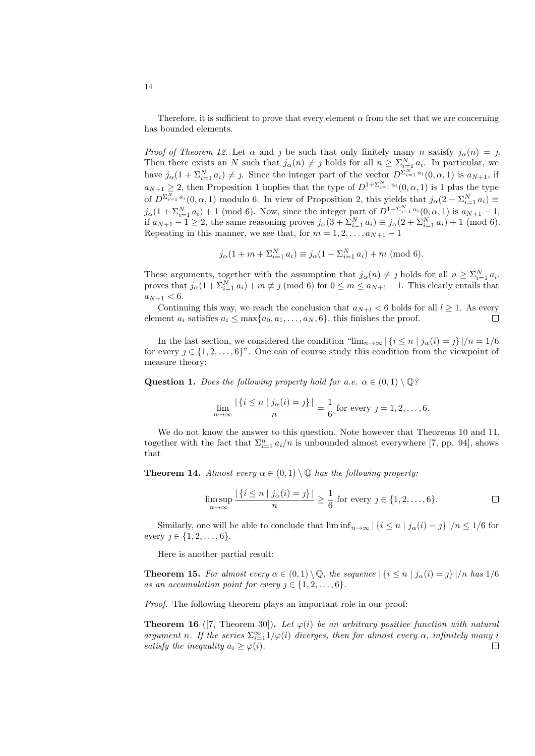Therefore, it is sufficient to prove that every element $\alpha$ from the set that we are concerning has bounded elements.

*Proof of Theorem 12.* Let $\alpha$ and $\jmath$ be such that only finitely many $n$ satisfy $j_\alpha(n) = \jmath$. Then there exists an $N$ such that $j_\alpha(n) \neq \jmath$ holds for all $n \geq \Sigma_{i=1}^N a_i$. In particular, we have $j_\alpha(1 + \Sigma_{i=1}^N a_i) \neq \jmath$. Since the integer part of the vector $D^{\Sigma_{i=1}^N a_i}(0, \alpha, 1)$ is $a_{N+1}$, if $a_{N+1} \geq 2$, then Proposition 1 implies that the type of $D^{1+\Sigma_{i=1}^N a_i}(0, \alpha, 1)$ is 1 plus the type of $D^{\Sigma_{i=1}^N a_i}(0, \alpha, 1)$ modulo 6. In view of Proposition 2, this yields that $j_\alpha(2 + \Sigma_{i=1}^N a_i) \equiv j_\alpha(1 + \Sigma_{i=1}^N a_i) + 1 \pmod 6$. Now, since the integer part of $D^{1+\Sigma_{i=1}^N a_i}(0, \alpha, 1)$ is $a_{N+1} - 1$, if $a_{N+1} - 1 \geq 2$, the same reasoning proves $j_\alpha(3 + \Sigma_{i=1}^N a_i) \equiv j_\alpha(2 + \Sigma_{i=1}^N a_i) + 1 \pmod 6$. Repeating in this manner, we see that, for $m = 1, 2, \ldots, a_{N+1} - 1$

$$j_\alpha(1 + m + \Sigma_{i=1}^N a_i) \equiv j_\alpha(1 + \Sigma_{i=1}^N a_i) + m \pmod 6.$$

These arguments, together with the assumption that $j_\alpha(n) \neq \jmath$ holds for all $n \geq \Sigma_{i=1}^N a_i$, proves that $j_\alpha(1 + \Sigma_{i=1}^N a_i) + m \not\equiv \jmath \pmod 6$ for $0 \leq m \leq a_{N+1} - 1$. This clearly entails that $a_{N+1} < 6$.

Continuing this way, we reach the conclusion that $a_{N+l} < 6$ holds for all $l \geq 1$. As every element $a_i$ satisfies $a_i \leq \max\{a_0, a_1, \ldots, a_N, 6\}$, this finishes the proof. □

In the last section, we considered the condition "$\lim_{n\to\infty} |\{i \leq n \mid j_\alpha(i) = \jmath\}|/n = 1/6$ for every $\jmath \in \{1, 2, \ldots, 6\}$". One can of course study this condition from the viewpoint of measure theory:

**Question 1.** *Does the following property hold for a.e. $\alpha \in (0, 1) \setminus \mathbb{Q}$?*

$$\lim_{n\to\infty} \frac{|\{i \leq n \mid j_\alpha(i) = \jmath\}|}{n} = \frac{1}{6} \text{ for every } \jmath = 1, 2, \ldots, 6.$$

We do not know the answer to this question. Note however that Theorems 10 and 11, together with the fact that $\Sigma_{i=1}^n a_i/n$ is unbounded almost everywhere [7, pp. 94], shows that

**Theorem 14.** *Almost every $\alpha \in (0, 1) \setminus \mathbb{Q}$ has the following property:*

$$\limsup_{n\to\infty} \frac{|\{i \leq n \mid j_\alpha(i) = \jmath\}|}{n} \geq \frac{1}{6} \text{ for every } \jmath \in \{1, 2, \ldots, 6\}.$$ □

Similarly, one will be able to conclude that $\liminf_{n\to\infty} |\{i \leq n \mid j_\alpha(i) = \jmath\}|/n \leq 1/6$ for every $\jmath \in \{1, 2, \ldots, 6\}$.

Here is another partial result:

**Theorem 15.** *For almost every $\alpha \in (0, 1) \setminus \mathbb{Q}$, the sequence $|\{i \leq n \mid j_\alpha(i) = \jmath\}|/n$ has 1/6 as an accumulation point for every $\jmath \in \{1, 2, \ldots, 6\}$.*

*Proof.* The following theorem plays an important role in our proof:

**Theorem 16** ([7, Theorem 30])**.** *Let $\varphi(i)$ be an arbitrary positive function with natural argument $n$. If the series $\Sigma_{i=1}^\infty 1/\varphi(i)$ diverges, then for almost every $\alpha$, infinitely many $i$ satisfy the inequality $a_i \geq \varphi(i)$.* □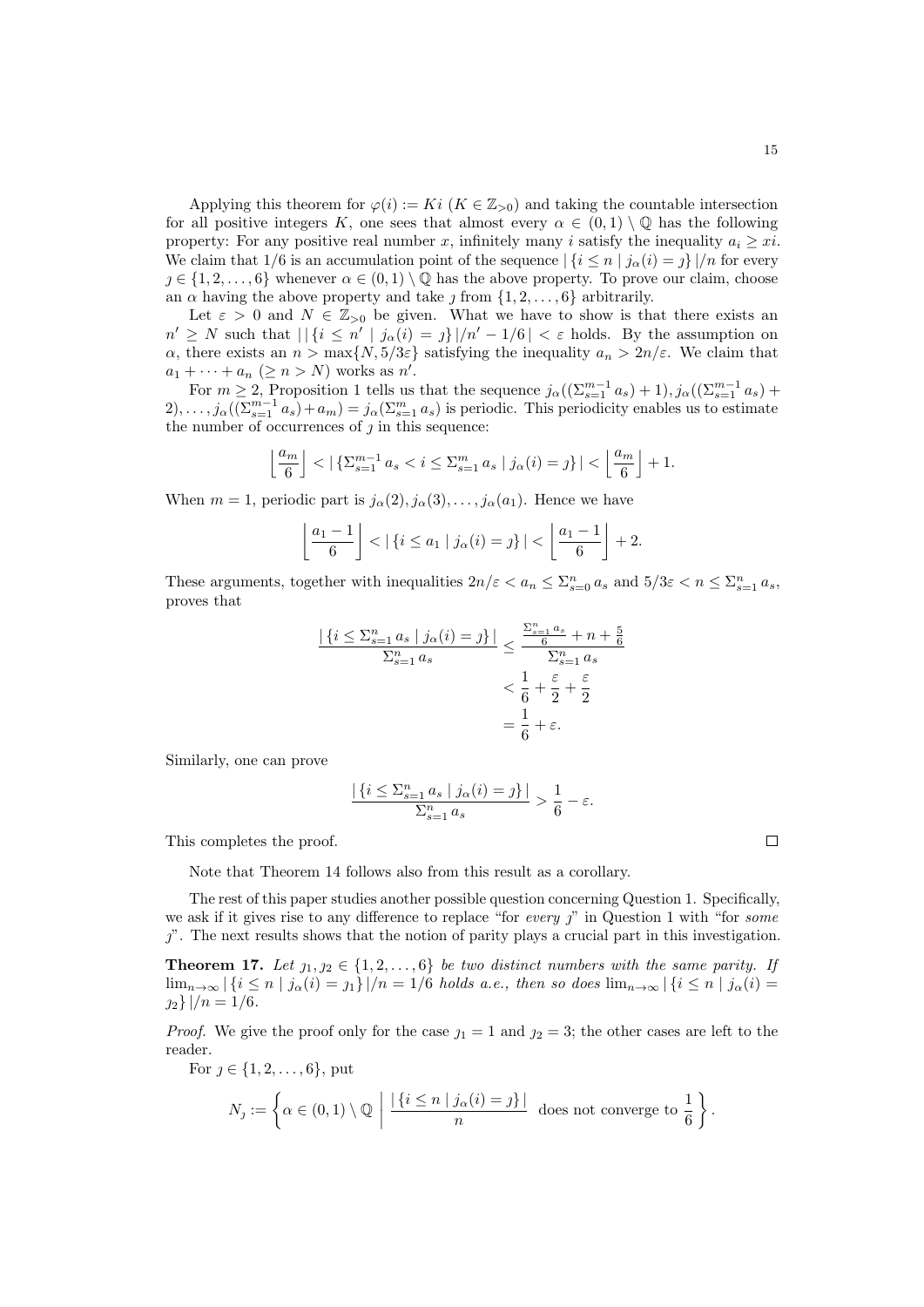Applying this theorem for $\varphi(i) := Ki$ ($K \in \mathbb{Z}_{>0}$) and taking the countable intersection for all positive integers $K$, one sees that almost every $\alpha \in (0,1) \setminus \mathbb{Q}$ has the following property: For any positive real number $x$, infinitely many $i$ satisfy the inequality $a_i \geq xi$. We claim that $1/6$ is an accumulation point of the sequence $|\{i \leq n \mid j_\alpha(i) = \jmath\}|/n$ for every $\jmath \in \{1, 2, \ldots, 6\}$ whenever $\alpha \in (0,1) \setminus \mathbb{Q}$ has the above property. To prove our claim, choose an $\alpha$ having the above property and take $\jmath$ from $\{1, 2, \ldots, 6\}$ arbitrarily.

Let $\varepsilon > 0$ and $N \in \mathbb{Z}_{>0}$ be given. What we have to show is that there exists an $n' \geq N$ such that $|\,|\{i \leq n' \mid j_\alpha(i) = \jmath\}|/n' - 1/6\,| < \varepsilon$ holds. By the assumption on $\alpha$, there exists an $n > \max\{N, 5/3\varepsilon\}$ satisfying the inequality $a_n > 2n/\varepsilon$. We claim that $a_1 + \cdots + a_n$ ($\geq n > N$) works as $n'$.

For $m \geq 2$, Proposition 1 tells us that the sequence $j_\alpha((\Sigma_{s=1}^{m-1} a_s) + 1), j_\alpha((\Sigma_{s=1}^{m-1} a_s) + 2), \ldots, j_\alpha((\Sigma_{s=1}^{m-1} a_s) + a_m) = j_\alpha(\Sigma_{s=1}^{m} a_s)$ is periodic. This periodicity enables us to estimate the number of occurrences of $\jmath$ in this sequence:

$$\left\lfloor \frac{a_m}{6} \right\rfloor < |\{\Sigma_{s=1}^{m-1} a_s < i \leq \Sigma_{s=1}^{m} a_s \mid j_\alpha(i) = \jmath\}| < \left\lfloor \frac{a_m}{6} \right\rfloor + 1.$$

When $m = 1$, periodic part is $j_\alpha(2), j_\alpha(3), \ldots, j_\alpha(a_1)$. Hence we have

$$\left\lfloor \frac{a_1 - 1}{6} \right\rfloor < |\{i \leq a_1 \mid j_\alpha(i) = \jmath\}| < \left\lfloor \frac{a_1 - 1}{6} \right\rfloor + 2.$$

These arguments, together with inequalities $2n/\varepsilon < a_n \leq \Sigma_{s=0}^{n} a_s$ and $5/3\varepsilon < n \leq \Sigma_{s=1}^{n} a_s$, proves that

$$\begin{aligned}
\frac{|\{i \leq \Sigma_{s=1}^{n} a_s \mid j_\alpha(i) = \jmath\}|}{\Sigma_{s=1}^{n} a_s} &\leq \frac{\frac{\Sigma_{s=1}^{n} a_s}{6} + n + \frac{5}{6}}{\Sigma_{s=1}^{n} a_s} \\
&< \frac{1}{6} + \frac{\varepsilon}{2} + \frac{\varepsilon}{2} \\
&= \frac{1}{6} + \varepsilon.
\end{aligned}$$

Similarly, one can prove

$$\frac{|\{i \leq \Sigma_{s=1}^{n} a_s \mid j_\alpha(i) = \jmath\}|}{\Sigma_{s=1}^{n} a_s} > \frac{1}{6} - \varepsilon.$$

This completes the proof. ∎

Note that Theorem 14 follows also from this result as a corollary.

The rest of this paper studies another possible question concerning Question 1. Specifically, we ask if it gives rise to any difference to replace "for *every* $\jmath$" in Question 1 with "for *some* $\jmath$". The next results shows that the notion of parity plays a crucial part in this investigation.

**Theorem 17.** *Let $\jmath_1, \jmath_2 \in \{1, 2, \ldots, 6\}$ be two distinct numbers with the same parity. If $\lim_{n\to\infty} |\{i \leq n \mid j_\alpha(i) = \jmath_1\}|/n = 1/6$ holds a.e., then so does $\lim_{n\to\infty} |\{i \leq n \mid j_\alpha(i) = \jmath_2\}|/n = 1/6$.*

*Proof.* We give the proof only for the case $\jmath_1 = 1$ and $\jmath_2 = 3$; the other cases are left to the reader.

For $\jmath \in \{1, 2, \ldots, 6\}$, put

$$N_\jmath := \left\{ \alpha \in (0,1) \setminus \mathbb{Q} \;\middle|\; \frac{|\{i \leq n \mid j_\alpha(i) = \jmath\}|}{n} \text{ does not converge to } \frac{1}{6} \right\}.$$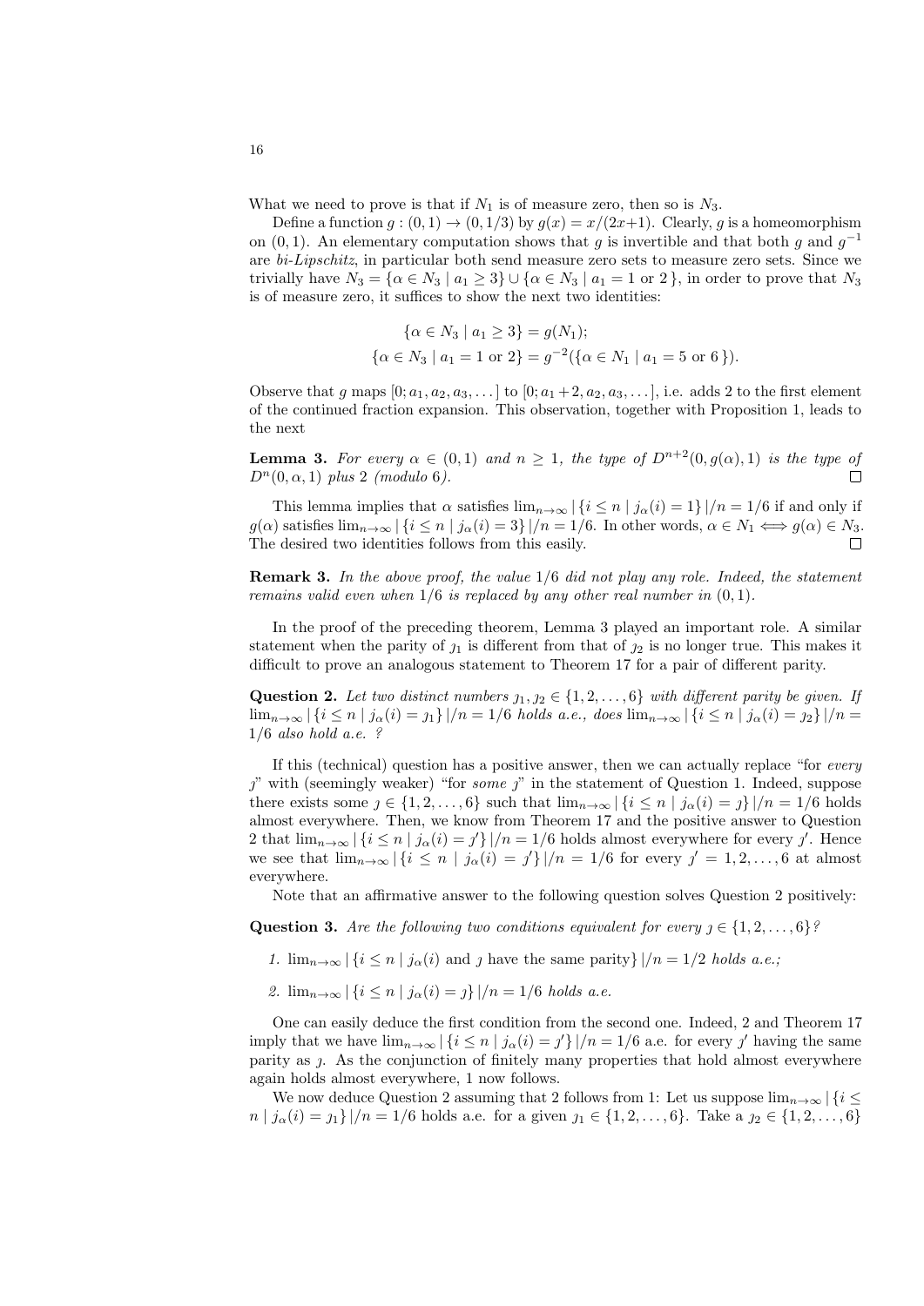What we need to prove is that if $N_1$ is of measure zero, then so is $N_3$.

Define a function $g : (0,1) \to (0,1/3)$ by $g(x) = x/(2x+1)$. Clearly, $g$ is a homeomorphism on $(0,1)$. An elementary computation shows that $g$ is invertible and that both $g$ and $g^{-1}$ are *bi-Lipschitz*, in particular both send measure zero sets to measure zero sets. Since we trivially have $N_3 = \{\alpha \in N_3 \mid a_1 \geq 3\} \cup \{\alpha \in N_3 \mid a_1 = 1 \text{ or } 2\}$, in order to prove that $N_3$ is of measure zero, it suffices to show the next two identities:

$$\{\alpha \in N_3 \mid a_1 \geq 3\} = g(N_1);$$
$$\{\alpha \in N_3 \mid a_1 = 1 \text{ or } 2\} = g^{-2}(\{\alpha \in N_1 \mid a_1 = 5 \text{ or } 6\}).$$

Observe that $g$ maps $[0; a_1, a_2, a_3, \dots]$ to $[0; a_1+2, a_2, a_3, \dots]$, i.e. adds 2 to the first element of the continued fraction expansion. This observation, together with Proposition 1, leads to the next

**Lemma 3.** *For every $\alpha \in (0,1)$ and $n \geq 1$, the type of $D^{n+2}(0, g(\alpha), 1)$ is the type of $D^n(0, \alpha, 1)$ plus 2 (modulo 6).* □

This lemma implies that $\alpha$ satisfies $\lim_{n\to\infty} |\{i \leq n \mid \jmath_\alpha(i) = 1\}|/n = 1/6$ if and only if $g(\alpha)$ satisfies $\lim_{n\to\infty} |\{i \leq n \mid \jmath_\alpha(i) = 3\}|/n = 1/6$. In other words, $\alpha \in N_1 \iff g(\alpha) \in N_3$. The desired two identities follows from this easily. □

**Remark 3.** *In the above proof, the value $1/6$ did not play any role. Indeed, the statement remains valid even when $1/6$ is replaced by any other real number in $(0,1)$.*

In the proof of the preceding theorem, Lemma 3 played an important role. A similar statement when the parity of $\jmath_1$ is different from that of $\jmath_2$ is no longer true. This makes it difficult to prove an analogous statement to Theorem 17 for a pair of different parity.

**Question 2.** *Let two distinct numbers $\jmath_1, \jmath_2 \in \{1,2,\dots,6\}$ with different parity be given. If $\lim_{n\to\infty} |\{i \leq n \mid \jmath_\alpha(i) = \jmath_1\}|/n = 1/6$ holds a.e., does $\lim_{n\to\infty} |\{i \leq n \mid \jmath_\alpha(i) = \jmath_2\}|/n = 1/6$ also hold a.e. ?*

If this (technical) question has a positive answer, then we can actually replace "for *every* $\jmath$" with (seemingly weaker) "for *some* $\jmath$" in the statement of Question 1. Indeed, suppose there exists some $\jmath \in \{1,2,\dots,6\}$ such that $\lim_{n\to\infty} |\{i \leq n \mid \jmath_\alpha(i) = \jmath\}|/n = 1/6$ holds almost everywhere. Then, we know from Theorem 17 and the positive answer to Question 2 that $\lim_{n\to\infty} |\{i \leq n \mid \jmath_\alpha(i) = \jmath'\}|/n = 1/6$ holds almost everywhere for every $\jmath'$. Hence we see that $\lim_{n\to\infty} |\{i \leq n \mid \jmath_\alpha(i) = \jmath'\}|/n = 1/6$ for every $\jmath' = 1,2,\dots,6$ at almost everywhere.

Note that an affirmative answer to the following question solves Question 2 positively:

**Question 3.** *Are the following two conditions equivalent for every $\jmath \in \{1,2,\dots,6\}$?*

1. $\lim_{n\to\infty} |\{i \leq n \mid \jmath_\alpha(i) \text{ and } \jmath \text{ have the same parity}\}|/n = 1/2$ *holds a.e.;*
2. $\lim_{n\to\infty} |\{i \leq n \mid \jmath_\alpha(i) = \jmath\}|/n = 1/6$ *holds a.e.*

One can easily deduce the first condition from the second one. Indeed, 2 and Theorem 17 imply that we have $\lim_{n\to\infty} |\{i \leq n \mid \jmath_\alpha(i) = \jmath'\}|/n = 1/6$ a.e. for every $\jmath'$ having the same parity as $\jmath$. As the conjunction of finitely many properties that hold almost everywhere again holds almost everywhere, 1 now follows.

We now deduce Question 2 assuming that 2 follows from 1: Let us suppose $\lim_{n\to\infty} |\{i \leq n \mid \jmath_\alpha(i) = \jmath_1\}|/n = 1/6$ holds a.e. for a given $\jmath_1 \in \{1,2,\dots,6\}$. Take a $\jmath_2 \in \{1,2,\dots,6\}$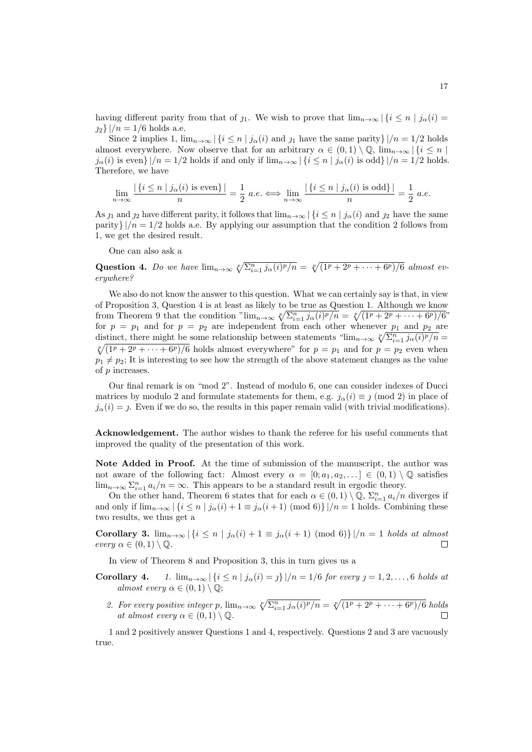having different parity from that of $\jmath_1$. We wish to prove that $\lim_{n\to\infty} |\{i \le n \mid j_\alpha(i) = \jmath_2\}|/n = 1/6$ holds a.e.

Since 2 implies 1, $\lim_{n\to\infty} |\{i \le n \mid j_\alpha(i) \text{ and } \jmath_1 \text{ have the same parity}\}|/n = 1/2$ holds almost everywhere. Now observe that for an arbitrary $\alpha \in (0,1) \setminus \mathbb{Q}$, $\lim_{n\to\infty} |\{i \le n \mid j_\alpha(i) \text{ is even}\}|/n = 1/2$ holds if and only if $\lim_{n\to\infty} |\{i \le n \mid j_\alpha(i) \text{ is odd}\}|/n = 1/2$ holds. Therefore, we have

$$\lim_{n\to\infty} \frac{|\{i \le n \mid j_\alpha(i) \text{ is even}\}|}{n} = \frac{1}{2} \text{ a.e.} \Longleftrightarrow \lim_{n\to\infty} \frac{|\{i \le n \mid j_\alpha(i) \text{ is odd}\}|}{n} = \frac{1}{2} \text{ a.e.}$$

As $\jmath_1$ and $\jmath_2$ have different parity, it follows that $\lim_{n\to\infty} |\{i \le n \mid j_\alpha(i) \text{ and } \jmath_2 \text{ have the same parity}\}|/n = 1/2$ holds a.e. By applying our assumption that the condition 2 follows from 1, we get the desired result.

One can also ask a

**Question 4.** *Do we have* $\lim_{n\to\infty} \sqrt[p]{\Sigma_{i=1}^n j_\alpha(i)^p/n} = \sqrt[p]{(1^p + 2^p + \cdots + 6^p)/6}$ *almost everywhere?*

We also do not know the answer to this question. What we can certainly say is that, in view of Proposition 3, Question 4 is at least as likely to be true as Question 1. Although we know from Theorem 9 that the condition "$\lim_{n\to\infty} \sqrt[p]{\Sigma_{i=1}^n j_\alpha(i)^p/n} = \sqrt[p]{(1^p + 2^p + \cdots + 6^p)/6}$" for $p = p_1$ and for $p = p_2$ are independent from each other whenever $p_1$ and $p_2$ are distinct, there might be some relationship between statements "$\lim_{n\to\infty} \sqrt[p]{\Sigma_{i=1}^n j_\alpha(i)^p/n} = \sqrt[p]{(1^p + 2^p + \cdots + 6^p)/6}$ holds almost everywhere" for $p = p_1$ and for $p = p_2$ even when $p_1 \neq p_2$; It is interesting to see how the strength of the above statement changes as the value of $p$ increases.

Our final remark is on "mod 2". Instead of modulo 6, one can consider indexes of Ducci matrices by modulo 2 and formulate statements for them, e.g. $j_\alpha(i) \equiv \jmath \pmod 2$ in place of $j_\alpha(i) = \jmath$. Even if we do so, the results in this paper remain valid (with trivial modifications).

**Acknowledgement.** The author wishes to thank the referee for his useful comments that improved the quality of the presentation of this work.

**Note Added in Proof.** At the time of submission of the manuscript, the author was not aware of the following fact: Almost every $\alpha = [0; a_1, a_2, \dots] \in (0,1) \setminus \mathbb{Q}$ satisfies $\lim_{n\to\infty} \Sigma_{i=1}^n a_i/n = \infty$. This appears to be a standard result in ergodic theory.

On the other hand, Theorem 6 states that for each $\alpha \in (0,1) \setminus \mathbb{Q}$, $\Sigma_{i=1}^n a_i/n$ diverges if and only if $\lim_{n\to\infty} |\{i \le n \mid j_\alpha(i) + 1 \equiv j_\alpha(i+1) \pmod 6\}|/n = 1$ holds. Combining these two results, we thus get a

**Corollary 3.** $\lim_{n\to\infty} |\{i \le n \mid j_\alpha(i) + 1 \equiv j_\alpha(i+1) \pmod 6\}|/n = 1$ *holds at almost every* $\alpha \in (0,1) \setminus \mathbb{Q}$. □

In view of Theorem 8 and Proposition 3, this in turn gives us a

**Corollary 4.**
1. $\lim_{n\to\infty} |\{i \le n \mid j_\alpha(i) = \jmath\}|/n = 1/6$ *for every* $\jmath = 1, 2, \dots, 6$ *holds at almost every* $\alpha \in (0,1) \setminus \mathbb{Q}$;
2. *For every positive integer* $p$, $\lim_{n\to\infty} \sqrt[p]{\Sigma_{i=1}^n j_\alpha(i)^p/n} = \sqrt[p]{(1^p + 2^p + \cdots + 6^p)/6}$ *holds at almost every* $\alpha \in (0,1) \setminus \mathbb{Q}$. □

1 and 2 positively answer Questions 1 and 4, respectively. Questions 2 and 3 are vacuously true.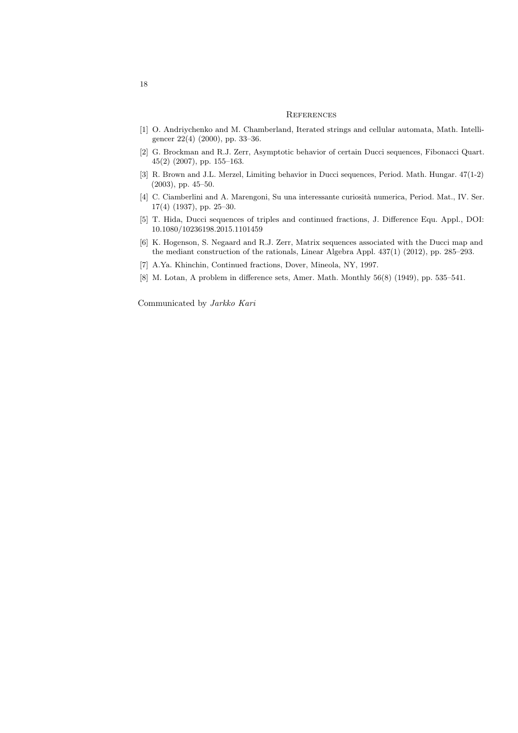## References

[1] O. Andriychenko and M. Chamberland, Iterated strings and cellular automata, Math. Intelligencer 22(4) (2000), pp. 33–36.

[2] G. Brockman and R.J. Zerr, Asymptotic behavior of certain Ducci sequences, Fibonacci Quart. 45(2) (2007), pp. 155–163.

[3] R. Brown and J.L. Merzel, Limiting behavior in Ducci sequences, Period. Math. Hungar. 47(1-2) (2003), pp. 45–50.

[4] C. Ciamberlini and A. Marengoni, Su una interessante curiosità numerica, Period. Mat., IV. Ser. 17(4) (1937), pp. 25–30.

[5] T. Hida, Ducci sequences of triples and continued fractions, J. Difference Equ. Appl., DOI: 10.1080/10236198.2015.1101459

[6] K. Hogenson, S. Negaard and R.J. Zerr, Matrix sequences associated with the Ducci map and the mediant construction of the rationals, Linear Algebra Appl. 437(1) (2012), pp. 285–293.

[7] A.Ya. Khinchin, Continued fractions, Dover, Mineola, NY, 1997.

[8] M. Lotan, A problem in difference sets, Amer. Math. Monthly 56(8) (1949), pp. 535–541.

Communicated by *Jarkko Kari*